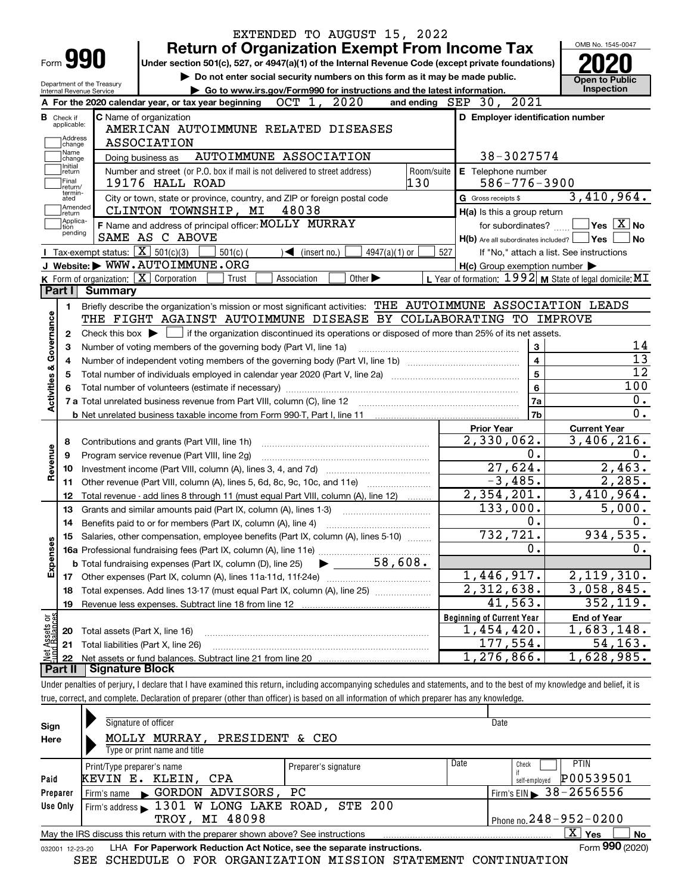EXTENDED TO AUGUST 15, 2022

# Form 990 — Return of Organization Exempt From Income Tax (2020)

Under section 501(c), 527, or 4947(a)(1) of the Internal Revenue Code (except private foundations)

▶ Do not enter social security numbers on this form as it may be made public.

▶ Go to www.irs.gov/Form990 for instructions and the latest information.

Department of the Treasury, Internal Revenue Service

OMB No. 1545-0047 — Open to Public Inspection

**A** For the 2020 calendar year, or tax year beginning OCT 1, 2020 and ending SEP 30, 2021

**B** Check if applicable: Address change, Name change, Initial return, Final return/terminated, Amended return, Application pending

**C** Name of organization: AMERICAN AUTOIMMUNE RELATED DISEASES ASSOCIATION

Doing business as: AUTOIMMUNE ASSOCIATION

Number and street (or P.O. box if mail is not delivered to street address): 19176 HALL ROAD — Room/suite: 130

City or town, state or province, country, and ZIP or foreign postal code: CLINTON TOWNSHIP, MI 48038

**D** Employer identification number: 38-3027574

**E** Telephone number: 586-776-3900

**G** Gross receipts $ 3,410,964.

**F** Name and address of principal officer: MOLLY MURRAY, SAME AS C ABOVE

**H(a)** Is this a group return for subordinates? Yes [ ] No [X]

**H(b)** Are all subordinates included? Yes [ ] No [ ] If "No," attach a list. See instructions

**H(c)** Group exemption number ▶

**I** Tax-exempt status: [X] 501(c)(3) [ ] 501(c) ( ) ◀ (insert no.) [ ] 4947(a)(1) or [ ] 527

**J** Website: ▶ WWW.AUTOIMMUNE.ORG

**K** Form of organization: [X] Corporation [ ] Trust [ ] Association [ ] Other ▶

**L** Year of formation: 1992 **M** State of legal domicile: MI

## Part I Summary

**Activities & Governance**

1 Briefly describe the organization's mission or most significant activities: THE AUTOIMMUNE ASSOCIATION LEADS THE FIGHT AGAINST AUTOIMMUNE DISEASE BY COLLABORATING TO IMPROVE

2 Check this box ▶ [ ] if the organization discontinued its operations or disposed of more than 25% of its net assets.

| Line | Description | | Value |
|---|---|---|---|
| 3 | Number of voting members of the governing body (Part VI, line 1a) | 3 | 14 |
| 4 | Number of independent voting members of the governing body (Part VI, line 1b) | 4 | 13 |
| 5 | Total number of individuals employed in calendar year 2020 (Part V, line 2a) | 5 | 12 |
| 6 | Total number of volunteers (estimate if necessary) | 6 | 100 |
| 7a | Total unrelated business revenue from Part VIII, column (C), line 12 | 7a | 0. |
| 7b | Net unrelated business taxable income from Form 990-T, Part I, line 11 | 7b | 0. |

| | | Prior Year | Current Year |
|---|---|---|---|
| **Revenue** | | | |
| 8 | Contributions and grants (Part VIII, line 1h) | 2,330,062. | 3,406,216. |
| 9 | Program service revenue (Part VIII, line 2g) | 0. | 0. |
| 10 | Investment income (Part VIII, column (A), lines 3, 4, and 7d) | 27,624. | 2,463. |
| 11 | Other revenue (Part VIII, column (A), lines 5, 6d, 8c, 9c, 10c, and 11e) | -3,485. | 2,285. |
| 12 | Total revenue - add lines 8 through 11 (must equal Part VIII, column (A), line 12) | 2,354,201. | 3,410,964. |
| **Expenses** | | | |
| 13 | Grants and similar amounts paid (Part IX, column (A), lines 1-3) | 133,000. | 5,000. |
| 14 | Benefits paid to or for members (Part IX, column (A), line 4) | 0. | 0. |
| 15 | Salaries, other compensation, employee benefits (Part IX, column (A), lines 5-10) | 732,721. | 934,535. |
| 16a | Professional fundraising fees (Part IX, column (A), line 11e) | 0. | 0. |
| b | Total fundraising expenses (Part IX, column (D), line 25) ▶ 58,608. | | |
| 17 | Other expenses (Part IX, column (A), lines 11a-11d, 11f-24e) | 1,446,917. | 2,119,310. |
| 18 | Total expenses. Add lines 13-17 (must equal Part IX, column (A), line 25) | 2,312,638. | 3,058,845. |
| 19 | Revenue less expenses. Subtract line 18 from line 12 | 41,563. | 352,119. |
| **Net Assets or Fund Balances** | | **Beginning of Current Year** | **End of Year** |
| 20 | Total assets (Part X, line 16) | 1,454,420. | 1,683,148. |
| 21 | Total liabilities (Part X, line 26) | 177,554. | 54,163. |
| 22 | Net assets or fund balances. Subtract line 21 from line 20 | 1,276,866. | 1,628,985. |

## Part II Signature Block

Under penalties of perjury, I declare that I have examined this return, including accompanying schedules and statements, and to the best of my knowledge and belief, it is true, correct, and complete. Declaration of preparer (other than officer) is based on all information of which preparer has any knowledge.

**Sign Here**

Signature of officer — Date

MOLLY MURRAY, PRESIDENT & CEO

Type or print name and title

**Paid Preparer Use Only**

| Print/Type preparer's name | Preparer's signature | Date | Check if self-employed | PTIN |
|---|---|---|---|---|
| KEVIN E. KLEIN, CPA | | | [ ] | P00539501 |

Firm's name ▶ GORDON ADVISORS, PC — Firm's EIN ▶ 38-2656556

Firm's address ▶ 1301 W LONG LAKE ROAD, STE 200, TROY, MI 48098 — Phone no. 248-952-0200

May the IRS discuss this return with the preparer shown above? See instructions [X] Yes [ ] No

032001 12-23-20 LHA For Paperwork Reduction Act Notice, see the separate instructions. Form 990 (2020)

SEE SCHEDULE O FOR ORGANIZATION MISSION STATEMENT CONTINUATION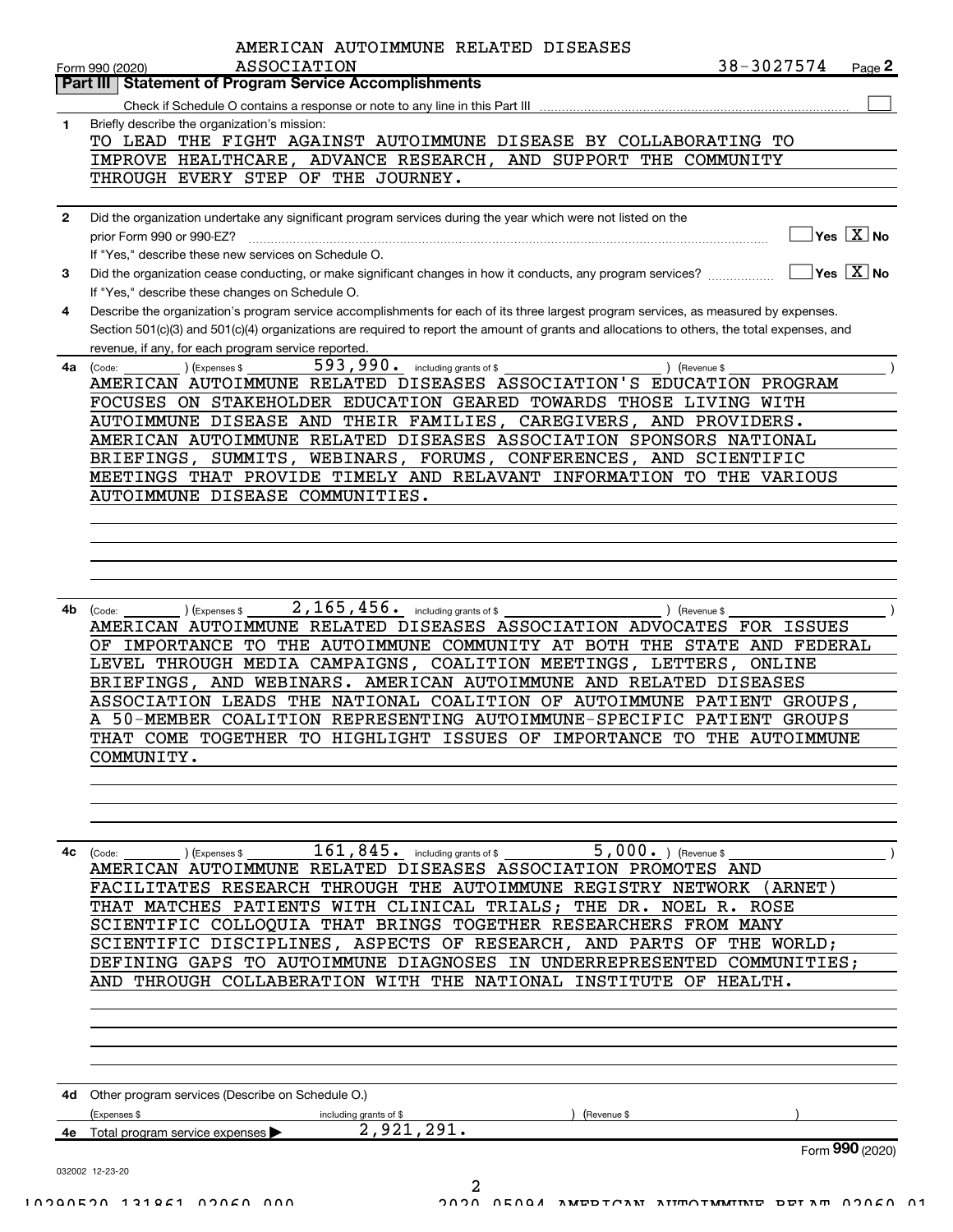AMERICAN AUTOIMMUNE RELATED DISEASES ASSOCIATION

Form 990 (2020) 38-3027574 Page **2**

## Part III Statement of Program Service Accomplishments

Check if Schedule O contains a response or note to any line in this Part III ☐

**1** Briefly describe the organization's mission:

TO LEAD THE FIGHT AGAINST AUTOIMMUNE DISEASE BY COLLABORATING TO IMPROVE HEALTHCARE, ADVANCE RESEARCH, AND SUPPORT THE COMMUNITY THROUGH EVERY STEP OF THE JOURNEY.

**2** Did the organization undertake any significant program services during the year which were not listed on the prior Form 990 or 990-EZ? ☐ Yes ☒ No

If "Yes," describe these new services on Schedule O.

**3** Did the organization cease conducting, or make significant changes in how it conducts, any program services? ☐ Yes ☒ No

If "Yes," describe these changes on Schedule O.

**4** Describe the organization's program service accomplishments for each of its three largest program services, as measured by expenses. Section 501(c)(3) and 501(c)(4) organizations are required to report the amount of grants and allocations to others, the total expenses, and revenue, if any, for each program service reported.

**4a** (Code: ) (Expenses $ 593,990. including grants of $ ) (Revenue $ )

AMERICAN AUTOIMMUNE RELATED DISEASES ASSOCIATION'S EDUCATION PROGRAM FOCUSES ON STAKEHOLDER EDUCATION GEARED TOWARDS THOSE LIVING WITH AUTOIMMUNE DISEASE AND THEIR FAMILIES, CAREGIVERS, AND PROVIDERS. AMERICAN AUTOIMMUNE RELATED DISEASES ASSOCIATION SPONSORS NATIONAL BRIEFINGS, SUMMITS, WEBINARS, FORUMS, CONFERENCES, AND SCIENTIFIC MEETINGS THAT PROVIDE TIMELY AND RELAVANT INFORMATION TO THE VARIOUS AUTOIMMUNE DISEASE COMMUNITIES.

**4b** (Code: ) (Expenses $ 2,165,456. including grants of $ ) (Revenue $ )

AMERICAN AUTOIMMUNE RELATED DISEASES ASSOCIATION ADVOCATES FOR ISSUES OF IMPORTANCE TO THE AUTOIMMUNE COMMUNITY AT BOTH THE STATE AND FEDERAL LEVEL THROUGH MEDIA CAMPAIGNS, COALITION MEETINGS, LETTERS, ONLINE BRIEFINGS, AND WEBINARS. AMERICAN AUTOIMMUNE AND RELATED DISEASES ASSOCIATION LEADS THE NATIONAL COALITION OF AUTOIMMUNE PATIENT GROUPS, A 50-MEMBER COALITION REPRESENTING AUTOIMMUNE-SPECIFIC PATIENT GROUPS THAT COME TOGETHER TO HIGHLIGHT ISSUES OF IMPORTANCE TO THE AUTOIMMUNE COMMUNITY.

**4c** (Code: ) (Expenses $ 161,845. including grants of $ 5,000. ) (Revenue $ )

AMERICAN AUTOIMMUNE RELATED DISEASES ASSOCIATION PROMOTES AND FACILITATES RESEARCH THROUGH THE AUTOIMMUNE REGISTRY NETWORK (ARNET) THAT MATCHES PATIENTS WITH CLINICAL TRIALS; THE DR. NOEL R. ROSE SCIENTIFIC COLLOQUIA THAT BRINGS TOGETHER RESEARCHERS FROM MANY SCIENTIFIC DISCIPLINES, ASPECTS OF RESEARCH, AND PARTS OF THE WORLD; DEFINING GAPS TO AUTOIMMUNE DIAGNOSES IN UNDERREPRESENTED COMMUNITIES; AND THROUGH COLLABERATION WITH THE NATIONAL INSTITUTE OF HEALTH.

**4d** Other program services (Describe on Schedule O.)

(Expenses $ including grants of $ ) (Revenue $ )

**4e** Total program service expenses ▶ 2,921,291.

Form **990** (2020)

032002 12-23-20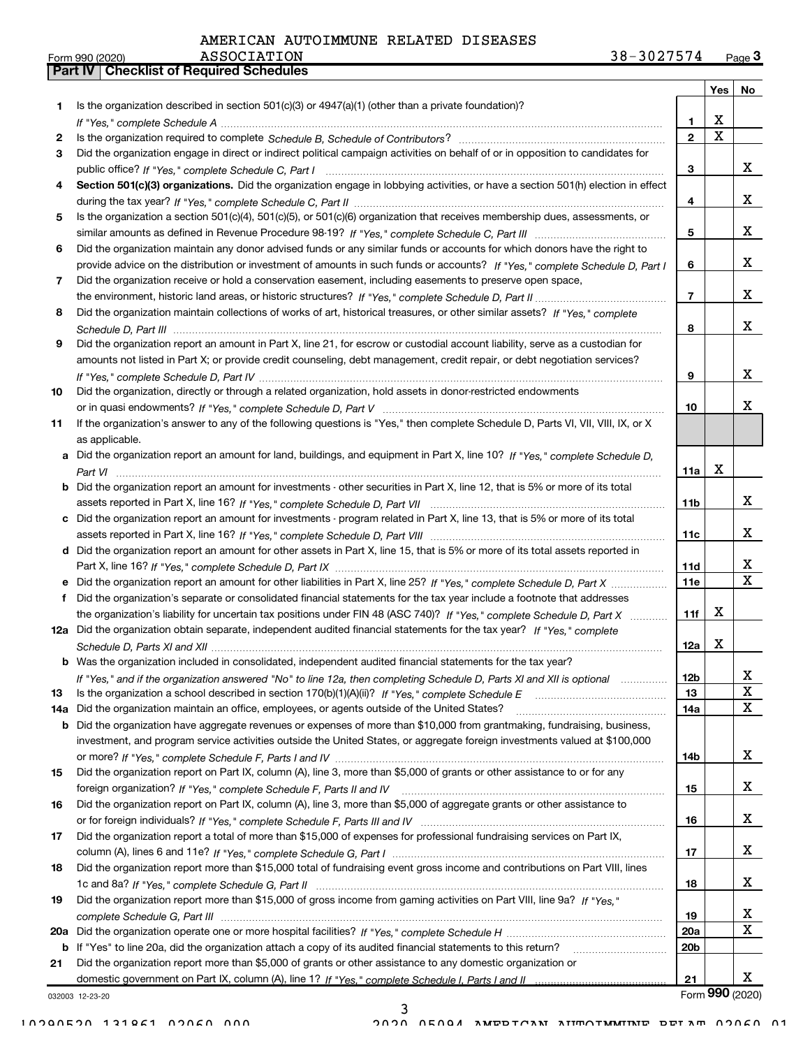AMERICAN AUTOIMMUNE RELATED DISEASES ASSOCIATION — 38-3027574

## Part IV | Checklist of Required Schedules

| | | | Yes | No |
|---|---|---|---|---|
| 1 | Is the organization described in section 501(c)(3) or 4947(a)(1) (other than a private foundation)? *If "Yes," complete Schedule A* | 1 | X | |
| 2 | Is the organization required to complete *Schedule B, Schedule of Contributors*? | 2 | X | |
| 3 | Did the organization engage in direct or indirect political campaign activities on behalf of or in opposition to candidates for public office? *If "Yes," complete Schedule C, Part I* | 3 | | X |
| 4 | **Section 501(c)(3) organizations.** Did the organization engage in lobbying activities, or have a section 501(h) election in effect during the tax year? *If "Yes," complete Schedule C, Part II* | 4 | | X |
| 5 | Is the organization a section 501(c)(4), 501(c)(5), or 501(c)(6) organization that receives membership dues, assessments, or similar amounts as defined in Revenue Procedure 98-19? *If "Yes," complete Schedule C, Part III* | 5 | | X |
| 6 | Did the organization maintain any donor advised funds or any similar funds or accounts for which donors have the right to provide advice on the distribution or investment of amounts in such funds or accounts? *If "Yes," complete Schedule D, Part I* | 6 | | X |
| 7 | Did the organization receive or hold a conservation easement, including easements to preserve open space, the environment, historic land areas, or historic structures? *If "Yes," complete Schedule D, Part II* | 7 | | X |
| 8 | Did the organization maintain collections of works of art, historical treasures, or other similar assets? *If "Yes," complete Schedule D, Part III* | 8 | | X |
| 9 | Did the organization report an amount in Part X, line 21, for escrow or custodial account liability, serve as a custodian for amounts not listed in Part X; or provide credit counseling, debt management, credit repair, or debt negotiation services? *If "Yes," complete Schedule D, Part IV* | 9 | | X |
| 10 | Did the organization, directly or through a related organization, hold assets in donor-restricted endowments or in quasi endowments? *If "Yes," complete Schedule D, Part V* | 10 | | X |
| 11 | If the organization's answer to any of the following questions is "Yes," then complete Schedule D, Parts VI, VII, VIII, IX, or X as applicable. | | | |
| a | Did the organization report an amount for land, buildings, and equipment in Part X, line 10? *If "Yes," complete Schedule D, Part VI* | 11a | X | |
| b | Did the organization report an amount for investments - other securities in Part X, line 12, that is 5% or more of its total assets reported in Part X, line 16? *If "Yes," complete Schedule D, Part VII* | 11b | | X |
| c | Did the organization report an amount for investments - program related in Part X, line 13, that is 5% or more of its total assets reported in Part X, line 16? *If "Yes," complete Schedule D, Part VIII* | 11c | | X |
| d | Did the organization report an amount for other assets in Part X, line 15, that is 5% or more of its total assets reported in Part X, line 16? *If "Yes," complete Schedule D, Part IX* | 11d | | X |
| e | Did the organization report an amount for other liabilities in Part X, line 25? *If "Yes," complete Schedule D, Part X* | 11e | | X |
| f | Did the organization's separate or consolidated financial statements for the tax year include a footnote that addresses the organization's liability for uncertain tax positions under FIN 48 (ASC 740)? *If "Yes," complete Schedule D, Part X* | 11f | X | |
| 12a | Did the organization obtain separate, independent audited financial statements for the tax year? *If "Yes," complete Schedule D, Parts XI and XII* | 12a | X | |
| b | Was the organization included in consolidated, independent audited financial statements for the tax year? *If "Yes," and if the organization answered "No" to line 12a, then completing Schedule D, Parts XI and XII is optional* | 12b | | X |
| 13 | Is the organization a school described in section 170(b)(1)(A)(ii)? *If "Yes," complete Schedule E* | 13 | | X |
| 14a | Did the organization maintain an office, employees, or agents outside of the United States? | 14a | | X |
| b | Did the organization have aggregate revenues or expenses of more than $10,000 from grantmaking, fundraising, business, investment, and program service activities outside the United States, or aggregate foreign investments valued at $100,000 or more? *If "Yes," complete Schedule F, Parts I and IV* | 14b | | X |
| 15 | Did the organization report on Part IX, column (A), line 3, more than $5,000 of grants or other assistance to or for any foreign organization? *If "Yes," complete Schedule F, Parts II and IV* | 15 | | X |
| 16 | Did the organization report on Part IX, column (A), line 3, more than $5,000 of aggregate grants or other assistance to or for foreign individuals? *If "Yes," complete Schedule F, Parts III and IV* | 16 | | X |
| 17 | Did the organization report a total of more than $15,000 of expenses for professional fundraising services on Part IX, column (A), lines 6 and 11e? *If "Yes," complete Schedule G, Part I* | 17 | | X |
| 18 | Did the organization report more than $15,000 total of fundraising event gross income and contributions on Part VIII, lines 1c and 8a? *If "Yes," complete Schedule G, Part II* | 18 | | X |
| 19 | Did the organization report more than $15,000 of gross income from gaming activities on Part VIII, line 9a? *If "Yes," complete Schedule G, Part III* | 19 | | X |
| 20a | Did the organization operate one or more hospital facilities? *If "Yes," complete Schedule H* | 20a | | X |
| b | If "Yes" to line 20a, did the organization attach a copy of its audited financial statements to this return? | 20b | | |
| 21 | Did the organization report more than $5,000 of grants or other assistance to any domestic organization or domestic government on Part IX, column (A), line 1? *If "Yes," complete Schedule I, Parts I and II* | 21 | | X |

Form **990** (2020)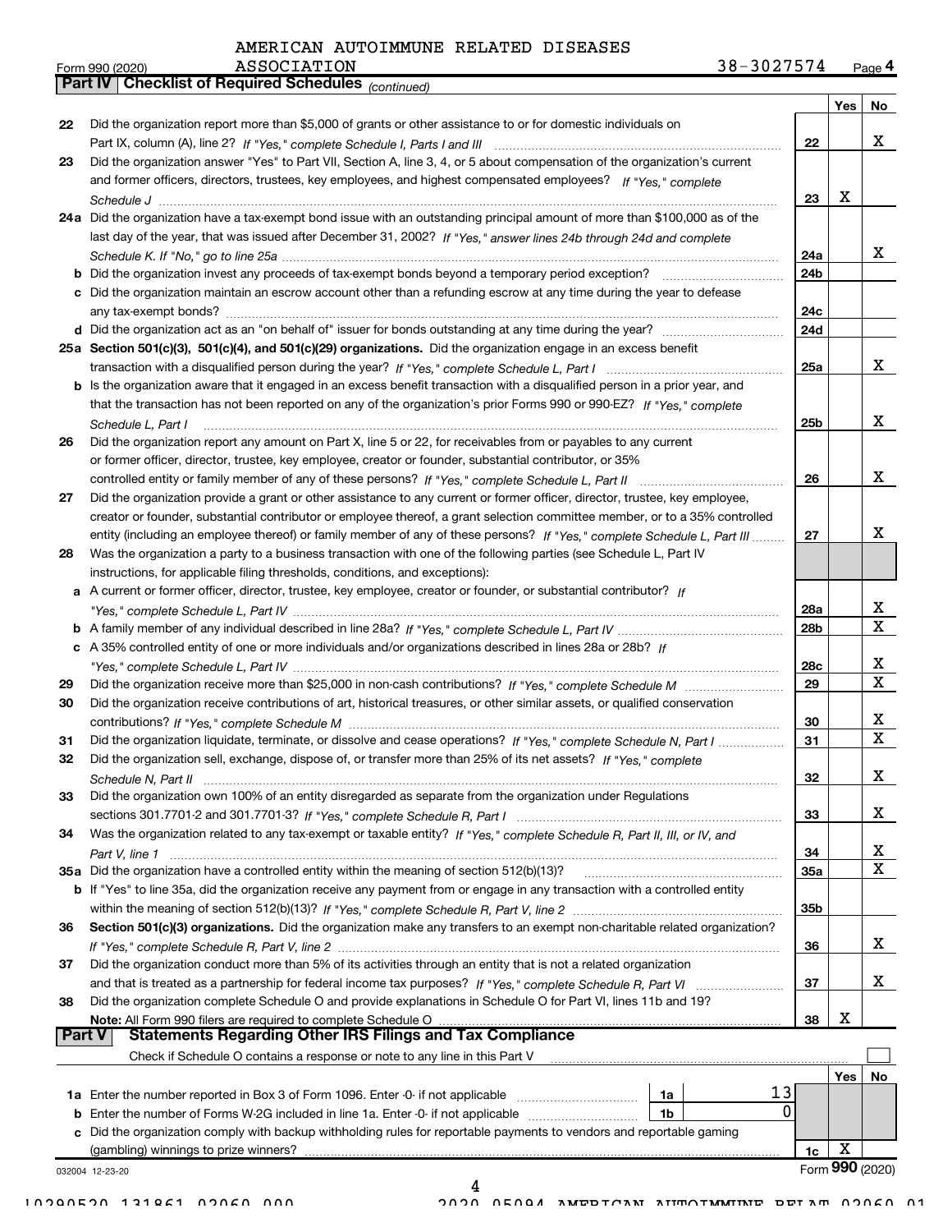AMERICAN AUTOIMMUNE RELATED DISEASES ASSOCIATION 38-3027574

Form 990 (2020) Page 4

**Part IV | Checklist of Required Schedules** *(continued)*

| | | | Yes | No |
|---|---|---|---|---|
| 22 | Did the organization report more than $5,000 of grants or other assistance to or for domestic individuals on Part IX, column (A), line 2? *If "Yes," complete Schedule I, Parts I and III* | 22 | | X |
| 23 | Did the organization answer "Yes" to Part VII, Section A, line 3, 4, or 5 about compensation of the organization's current and former officers, directors, trustees, key employees, and highest compensated employees? *If "Yes," complete Schedule J* | 23 | X | |
| 24a | Did the organization have a tax-exempt bond issue with an outstanding principal amount of more than $100,000 as of the last day of the year, that was issued after December 31, 2002? *If "Yes," answer lines 24b through 24d and complete Schedule K. If "No," go to line 25a* | 24a | | X |
| b | Did the organization invest any proceeds of tax-exempt bonds beyond a temporary period exception? | 24b | | |
| c | Did the organization maintain an escrow account other than a refunding escrow at any time during the year to defease any tax-exempt bonds? | 24c | | |
| d | Did the organization act as an "on behalf of" issuer for bonds outstanding at any time during the year? | 24d | | |
| 25a | **Section 501(c)(3), 501(c)(4), and 501(c)(29) organizations.** Did the organization engage in an excess benefit transaction with a disqualified person during the year? *If "Yes," complete Schedule L, Part I* | 25a | | X |
| b | Is the organization aware that it engaged in an excess benefit transaction with a disqualified person in a prior year, and that the transaction has not been reported on any of the organization's prior Forms 990 or 990-EZ? *If "Yes," complete Schedule L, Part I* | 25b | | X |
| 26 | Did the organization report any amount on Part X, line 5 or 22, for receivables from or payables to any current or former officer, director, trustee, key employee, creator or founder, substantial contributor, or 35% controlled entity or family member of any of these persons? *If "Yes," complete Schedule L, Part II* | 26 | | X |
| 27 | Did the organization provide a grant or other assistance to any current or former officer, director, trustee, key employee, creator or founder, substantial contributor or employee thereof, a grant selection committee member, or to a 35% controlled entity (including an employee thereof) or family member of any of these persons? *If "Yes," complete Schedule L, Part III* | 27 | | X |
| 28 | Was the organization a party to a business transaction with one of the following parties (see Schedule L, Part IV instructions, for applicable filing thresholds, conditions, and exceptions): | | | |
| a | A current or former officer, director, trustee, key employee, creator or founder, or substantial contributor? *If "Yes," complete Schedule L, Part IV* | 28a | | X |
| b | A family member of any individual described in line 28a? *If "Yes," complete Schedule L, Part IV* | 28b | | X |
| c | A 35% controlled entity of one or more individuals and/or organizations described in lines 28a or 28b? *If "Yes," complete Schedule L, Part IV* | 28c | | X |
| 29 | Did the organization receive more than $25,000 in non-cash contributions? *If "Yes," complete Schedule M* | 29 | | X |
| 30 | Did the organization receive contributions of art, historical treasures, or other similar assets, or qualified conservation contributions? *If "Yes," complete Schedule M* | 30 | | X |
| 31 | Did the organization liquidate, terminate, or dissolve and cease operations? *If "Yes," complete Schedule N, Part I* | 31 | | X |
| 32 | Did the organization sell, exchange, dispose of, or transfer more than 25% of its net assets? *If "Yes," complete Schedule N, Part II* | 32 | | X |
| 33 | Did the organization own 100% of an entity disregarded as separate from the organization under Regulations sections 301.7701-2 and 301.7701-3? *If "Yes," complete Schedule R, Part I* | 33 | | X |
| 34 | Was the organization related to any tax-exempt or taxable entity? *If "Yes," complete Schedule R, Part II, III, or IV, and Part V, line 1* | 34 | | X |
| 35a | Did the organization have a controlled entity within the meaning of section 512(b)(13)? | 35a | | X |
| b | If "Yes" to line 35a, did the organization receive any payment from or engage in any transaction with a controlled entity within the meaning of section 512(b)(13)? *If "Yes," complete Schedule R, Part V, line 2* | 35b | | |
| 36 | **Section 501(c)(3) organizations.** Did the organization make any transfers to an exempt non-charitable related organization? *If "Yes," complete Schedule R, Part V, line 2* | 36 | | X |
| 37 | Did the organization conduct more than 5% of its activities through an entity that is not a related organization and that is treated as a partnership for federal income tax purposes? *If "Yes," complete Schedule R, Part VI* | 37 | | X |
| 38 | Did the organization complete Schedule O and provide explanations in Schedule O for Part VI, lines 11b and 19? **Note:** All Form 990 filers are required to complete Schedule O | 38 | X | |

**Part V | Statements Regarding Other IRS Filings and Tax Compliance**

Check if Schedule O contains a response or note to any line in this Part V ☐

| | | | | | Yes | No |
|---|---|---|---|---|---|---|
| 1a | Enter the number reported in Box 3 of Form 1096. Enter -0- if not applicable | 1a | 13 | | | |
| b | Enter the number of Forms W-2G included in line 1a. Enter -0- if not applicable | 1b | 0 | | | |
| c | Did the organization comply with backup withholding rules for reportable payments to vendors and reportable gaming (gambling) winnings to prize winners? | | | 1c | X | |

032004 12-23-20

Form **990** (2020)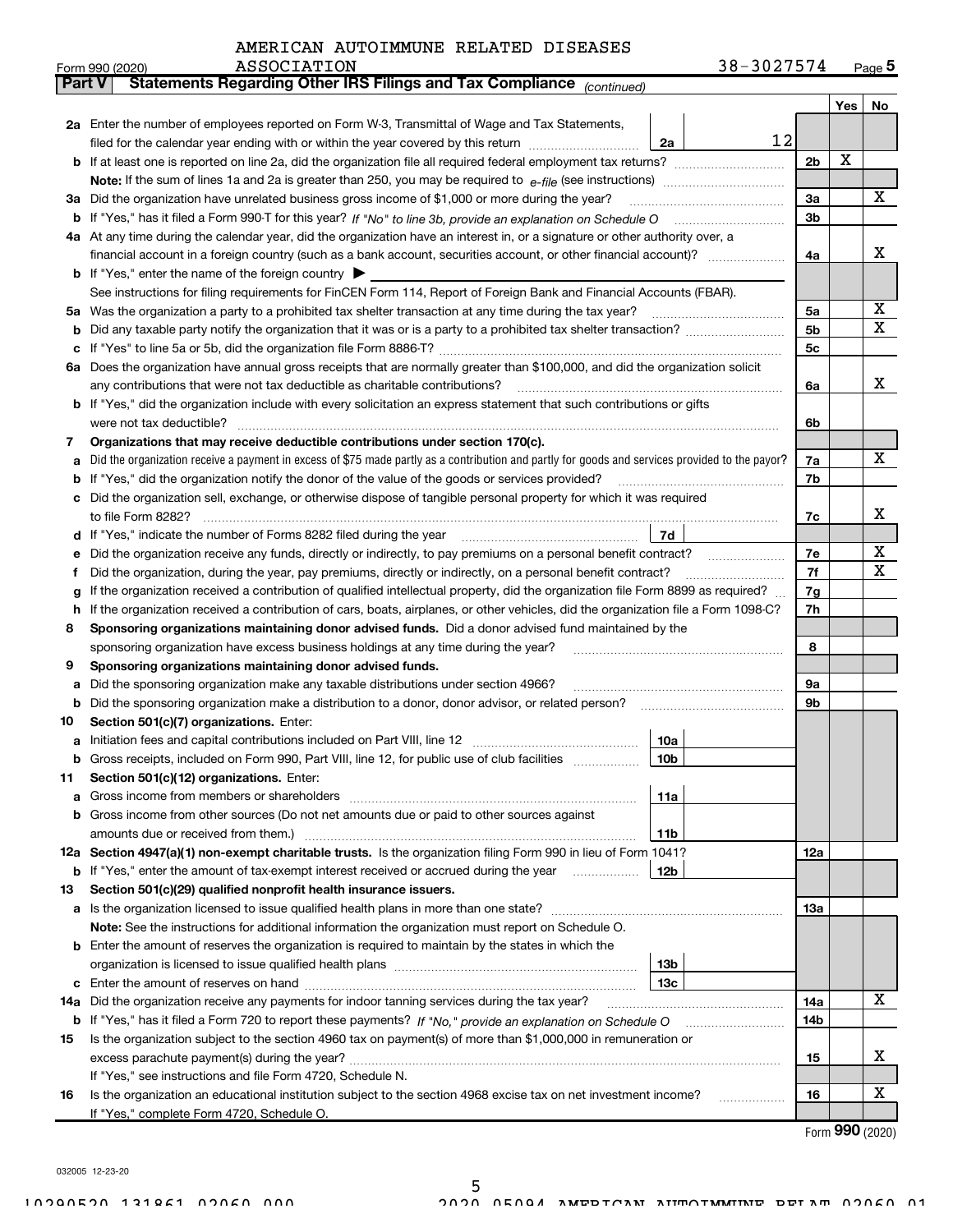AMERICAN AUTOIMMUNE RELATED DISEASES ASSOCIATION 38-3027574

Form 990 (2020) Page 5

**Part V Statements Regarding Other IRS Filings and Tax Compliance** *(continued)*

| | | | | | Yes | No |
|---|---|---|---|---|---|---|
| **2a** | Enter the number of employees reported on Form W-3, Transmittal of Wage and Tax Statements, filed for the calendar year ending with or within the year covered by this return | 2a | 12 | | | |
| **b** | If at least one is reported on line 2a, did the organization file all required federal employment tax returns? | | | 2b | X | |
| | **Note:** If the sum of lines 1a and 2a is greater than 250, you may be required to *e-file* (see instructions) | | | | | |
| **3a** | Did the organization have unrelated business gross income of $1,000 or more during the year? | | | 3a | | X |
| **b** | If "Yes," has it filed a Form 990-T for this year? *If "No" to line 3b, provide an explanation on Schedule O* | | | 3b | | |
| **4a** | At any time during the calendar year, did the organization have an interest in, or a signature or other authority over, a financial account in a foreign country (such as a bank account, securities account, or other financial account)? | | | 4a | | X |
| **b** | If "Yes," enter the name of the foreign country ▶ | | | | | |
| | See instructions for filing requirements for FinCEN Form 114, Report of Foreign Bank and Financial Accounts (FBAR). | | | | | |
| **5a** | Was the organization a party to a prohibited tax shelter transaction at any time during the tax year? | | | 5a | | X |
| **b** | Did any taxable party notify the organization that it was or is a party to a prohibited tax shelter transaction? | | | 5b | | X |
| **c** | If "Yes" to line 5a or 5b, did the organization file Form 8886-T? | | | 5c | | |
| **6a** | Does the organization have annual gross receipts that are normally greater than $100,000, and did the organization solicit any contributions that were not tax deductible as charitable contributions? | | | 6a | | X |
| **b** | If "Yes," did the organization include with every solicitation an express statement that such contributions or gifts were not tax deductible? | | | 6b | | |
| **7** | **Organizations that may receive deductible contributions under section 170(c).** | | | | | |
| **a** | Did the organization receive a payment in excess of $75 made partly as a contribution and partly for goods and services provided to the payor? | | | 7a | | X |
| **b** | If "Yes," did the organization notify the donor of the value of the goods or services provided? | | | 7b | | |
| **c** | Did the organization sell, exchange, or otherwise dispose of tangible personal property for which it was required to file Form 8282? | | | 7c | | X |
| **d** | If "Yes," indicate the number of Forms 8282 filed during the year | 7d | | | | |
| **e** | Did the organization receive any funds, directly or indirectly, to pay premiums on a personal benefit contract? | | | 7e | | X |
| **f** | Did the organization, during the year, pay premiums, directly or indirectly, on a personal benefit contract? | | | 7f | | X |
| **g** | If the organization received a contribution of qualified intellectual property, did the organization file Form 8899 as required? | | | 7g | | |
| **h** | If the organization received a contribution of cars, boats, airplanes, or other vehicles, did the organization file a Form 1098-C? | | | 7h | | |
| **8** | **Sponsoring organizations maintaining donor advised funds.** Did a donor advised fund maintained by the sponsoring organization have excess business holdings at any time during the year? | | | 8 | | |
| **9** | **Sponsoring organizations maintaining donor advised funds.** | | | | | |
| **a** | Did the sponsoring organization make any taxable distributions under section 4966? | | | 9a | | |
| **b** | Did the sponsoring organization make a distribution to a donor, donor advisor, or related person? | | | 9b | | |
| **10** | **Section 501(c)(7) organizations.** Enter: | | | | | |
| **a** | Initiation fees and capital contributions included on Part VIII, line 12 | 10a | | | | |
| **b** | Gross receipts, included on Form 990, Part VIII, line 12, for public use of club facilities | 10b | | | | |
| **11** | **Section 501(c)(12) organizations.** Enter: | | | | | |
| **a** | Gross income from members or shareholders | 11a | | | | |
| **b** | Gross income from other sources (Do not net amounts due or paid to other sources against amounts due or received from them.) | 11b | | | | |
| **12a** | **Section 4947(a)(1) non-exempt charitable trusts.** Is the organization filing Form 990 in lieu of Form 1041? | | | 12a | | |
| **b** | If "Yes," enter the amount of tax-exempt interest received or accrued during the year | 12b | | | | |
| **13** | **Section 501(c)(29) qualified nonprofit health insurance issuers.** | | | | | |
| **a** | Is the organization licensed to issue qualified health plans in more than one state? | | | 13a | | |
| | **Note:** See the instructions for additional information the organization must report on Schedule O. | | | | | |
| **b** | Enter the amount of reserves the organization is required to maintain by the states in which the organization is licensed to issue qualified health plans | 13b | | | | |
| **c** | Enter the amount of reserves on hand | 13c | | | | |
| **14a** | Did the organization receive any payments for indoor tanning services during the tax year? | | | 14a | | X |
| **b** | If "Yes," has it filed a Form 720 to report these payments? *If "No," provide an explanation on Schedule O* | | | 14b | | |
| **15** | Is the organization subject to the section 4960 tax on payment(s) of more than $1,000,000 in remuneration or excess parachute payment(s) during the year? | | | 15 | | X |
| | If "Yes," see instructions and file Form 4720, Schedule N. | | | | | |
| **16** | Is the organization an educational institution subject to the section 4968 excise tax on net investment income? | | | 16 | | X |
| | If "Yes," complete Form 4720, Schedule O. | | | | | |

Form **990** (2020)

032005 12-23-20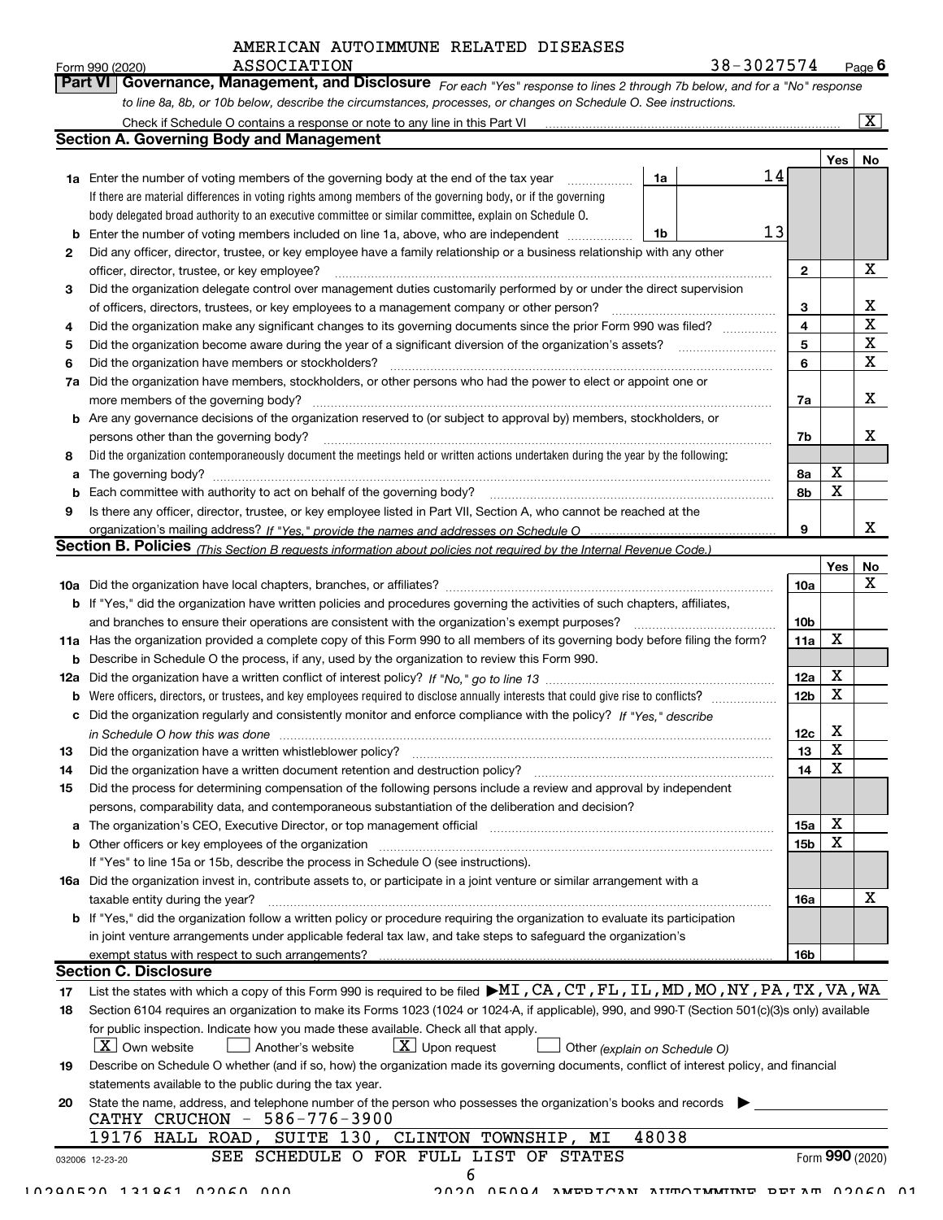AMERICAN AUTOIMMUNE RELATED DISEASES ASSOCIATION

Form 990 (2020) 38-3027574 Page 6

**Part VI Governance, Management, and Disclosure** *For each "Yes" response to lines 2 through 7b below, and for a "No" response to line 8a, 8b, or 10b below, describe the circumstances, processes, or changes on Schedule O. See instructions.*

Check if Schedule O contains a response or note to any line in this Part VI [X]

## Section A. Governing Body and Management

| | | | | Yes | No |
|---|---|---|---|---|---|
| **1a** | Enter the number of voting members of the governing body at the end of the tax year. If there are material differences in voting rights among members of the governing body, or if the governing body delegated broad authority to an executive committee or similar committee, explain on Schedule O. | 1a | 14 | | |
| **b** | Enter the number of voting members included on line 1a, above, who are independent | 1b | 13 | | |
| **2** | Did any officer, director, trustee, or key employee have a family relationship or a business relationship with any other officer, director, trustee, or key employee? | 2 | | | X |
| **3** | Did the organization delegate control over management duties customarily performed by or under the direct supervision of officers, directors, trustees, or key employees to a management company or other person? | 3 | | | X |
| **4** | Did the organization make any significant changes to its governing documents since the prior Form 990 was filed? | 4 | | | X |
| **5** | Did the organization become aware during the year of a significant diversion of the organization's assets? | 5 | | | X |
| **6** | Did the organization have members or stockholders? | 6 | | | X |
| **7a** | Did the organization have members, stockholders, or other persons who had the power to elect or appoint one or more members of the governing body? | 7a | | | X |
| **b** | Are any governance decisions of the organization reserved to (or subject to approval by) members, stockholders, or persons other than the governing body? | 7b | | | X |
| **8** | Did the organization contemporaneously document the meetings held or written actions undertaken during the year by the following: | | | | |
| **a** | The governing body? | 8a | | X | |
| **b** | Each committee with authority to act on behalf of the governing body? | 8b | | X | |
| **9** | Is there any officer, director, trustee, or key employee listed in Part VII, Section A, who cannot be reached at the organization's mailing address? *If "Yes," provide the names and addresses on Schedule O* | 9 | | | X |

## Section B. Policies *(This Section B requests information about policies not required by the Internal Revenue Code.)*

| | | | Yes | No |
|---|---|---|---|---|
| **10a** | Did the organization have local chapters, branches, or affiliates? | 10a | | X |
| **b** | If "Yes," did the organization have written policies and procedures governing the activities of such chapters, affiliates, and branches to ensure their operations are consistent with the organization's exempt purposes? | 10b | | |
| **11a** | Has the organization provided a complete copy of this Form 990 to all members of its governing body before filing the form? | 11a | X | |
| **b** | Describe in Schedule O the process, if any, used by the organization to review this Form 990. | | | |
| **12a** | Did the organization have a written conflict of interest policy? *If "No," go to line 13* | 12a | X | |
| **b** | Were officers, directors, or trustees, and key employees required to disclose annually interests that could give rise to conflicts? | 12b | X | |
| **c** | Did the organization regularly and consistently monitor and enforce compliance with the policy? *If "Yes," describe in Schedule O how this was done* | 12c | X | |
| **13** | Did the organization have a written whistleblower policy? | 13 | X | |
| **14** | Did the organization have a written document retention and destruction policy? | 14 | X | |
| **15** | Did the process for determining compensation of the following persons include a review and approval by independent persons, comparability data, and contemporaneous substantiation of the deliberation and decision? | | | |
| **a** | The organization's CEO, Executive Director, or top management official | 15a | X | |
| **b** | Other officers or key employees of the organization | 15b | X | |
| | If "Yes" to line 15a or 15b, describe the process in Schedule O (see instructions). | | | |
| **16a** | Did the organization invest in, contribute assets to, or participate in a joint venture or similar arrangement with a taxable entity during the year? | 16a | | X |
| **b** | If "Yes," did the organization follow a written policy or procedure requiring the organization to evaluate its participation in joint venture arrangements under applicable federal tax law, and take steps to safeguard the organization's exempt status with respect to such arrangements? | 16b | | |

## Section C. Disclosure

**17** List the states with which a copy of this Form 990 is required to be filed ▶MI,CA,CT,FL,IL,MD,MO,NY,PA,TX,VA,WA

**18** Section 6104 requires an organization to make its Forms 1023 (1024 or 1024-A, if applicable), 990, and 990-T (Section 501(c)(3)s only) available for public inspection. Indicate how you made these available. Check all that apply.

[X] Own website  [ ] Another's website  [X] Upon request  [ ] Other *(explain on Schedule O)*

**19** Describe on Schedule O whether (and if so, how) the organization made its governing documents, conflict of interest policy, and financial statements available to the public during the tax year.

**20** State the name, address, and telephone number of the person who possesses the organization's books and records ▶

CATHY CRUCHON - 586-776-3900
19176 HALL ROAD, SUITE 130, CLINTON TOWNSHIP, MI 48038

SEE SCHEDULE O FOR FULL LIST OF STATES

032006 12-23-20 Form 990 (2020)

10290520 131861 02060.000 2020.05094 AMERICAN AUTOIMMUNE RELAT 02060.01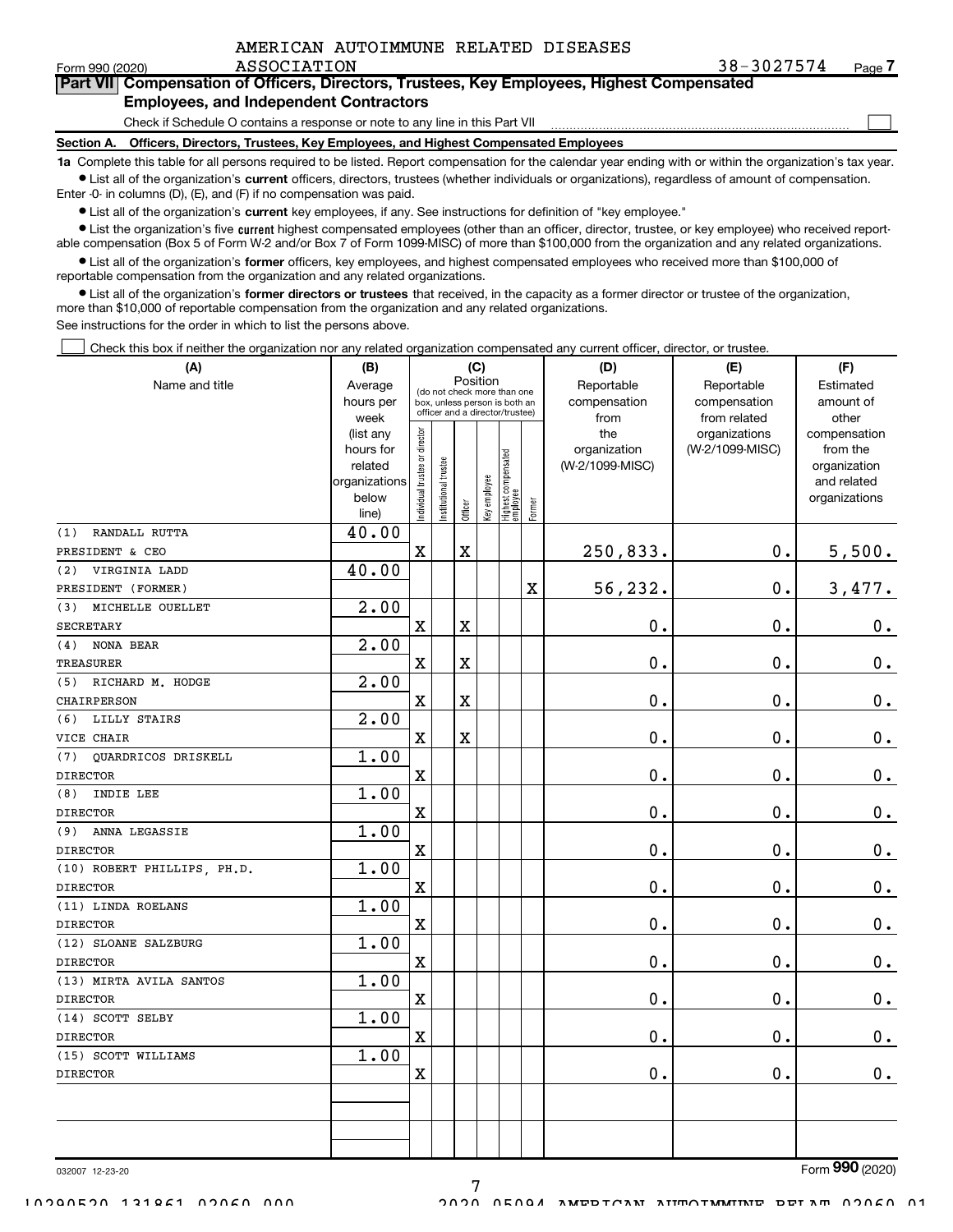AMERICAN AUTOIMMUNE RELATED DISEASES ASSOCIATION 38-3027574

Form 990 (2020)

**Part VII Compensation of Officers, Directors, Trustees, Key Employees, Highest Compensated Employees, and Independent Contractors**

Check if Schedule O contains a response or note to any line in this Part VII ☐

**Section A. Officers, Directors, Trustees, Key Employees, and Highest Compensated Employees**

**1a** Complete this table for all persons required to be listed. Report compensation for the calendar year ending with or within the organization's tax year.

- List all of the organization's **current** officers, directors, trustees (whether individuals or organizations), regardless of amount of compensation. Enter -0- in columns (D), (E), and (F) if no compensation was paid.
- List all of the organization's **current** key employees, if any. See instructions for definition of "key employee."
- List the organization's five current highest compensated employees (other than an officer, director, trustee, or key employee) who received reportable compensation (Box 5 of Form W-2 and/or Box 7 of Form 1099-MISC) of more than $100,000 from the organization and any related organizations.
- List all of the organization's **former** officers, key employees, and highest compensated employees who received more than $100,000 of reportable compensation from the organization and any related organizations.
- List all of the organization's **former directors or trustees** that received, in the capacity as a former director or trustee of the organization, more than $10,000 of reportable compensation from the organization and any related organizations.

See instructions for the order in which to list the persons above.

☐ Check this box if neither the organization nor any related organization compensated any current officer, director, or trustee.

| (A) Name and title | (B) Average hours per week (list any hours for related organizations below line) | (C) Position: Individual trustee or director | Institutional trustee | Officer | Key employee | Highest compensated employee | Former | (D) Reportable compensation from the organization (W-2/1099-MISC) | (E) Reportable compensation from related organizations (W-2/1099-MISC) | (F) Estimated amount of other compensation from the organization and related organizations |
|---|---|---|---|---|---|---|---|---|---|---|
| (1) RANDALL RUTTA<br>PRESIDENT & CEO | 40.00 | X | | X | | | | 250,833. | 0. | 5,500. |
| (2) VIRGINIA LADD<br>PRESIDENT (FORMER) | 40.00 | | | | | | X | 56,232. | 0. | 3,477. |
| (3) MICHELLE OUELLET<br>SECRETARY | 2.00 | X | | X | | | | 0. | 0. | 0. |
| (4) NONA BEAR<br>TREASURER | 2.00 | X | | X | | | | 0. | 0. | 0. |
| (5) RICHARD M. HODGE<br>CHAIRPERSON | 2.00 | X | | X | | | | 0. | 0. | 0. |
| (6) LILLY STAIRS<br>VICE CHAIR | 2.00 | X | | X | | | | 0. | 0. | 0. |
| (7) QUARDRICOS DRISKELL<br>DIRECTOR | 1.00 | X | | | | | | 0. | 0. | 0. |
| (8) INDIE LEE<br>DIRECTOR | 1.00 | X | | | | | | 0. | 0. | 0. |
| (9) ANNA LEGASSIE<br>DIRECTOR | 1.00 | X | | | | | | 0. | 0. | 0. |
| (10) ROBERT PHILLIPS, PH.D.<br>DIRECTOR | 1.00 | X | | | | | | 0. | 0. | 0. |
| (11) LINDA ROELANS<br>DIRECTOR | 1.00 | X | | | | | | 0. | 0. | 0. |
| (12) SLOANE SALZBURG<br>DIRECTOR | 1.00 | X | | | | | | 0. | 0. | 0. |
| (13) MIRTA AVILA SANTOS<br>DIRECTOR | 1.00 | X | | | | | | 0. | 0. | 0. |
| (14) SCOTT SELBY<br>DIRECTOR | 1.00 | X | | | | | | 0. | 0. | 0. |
| (15) SCOTT WILLIAMS<br>DIRECTOR | 1.00 | X | | | | | | 0. | 0. | 0. |

032007 12-23-20

Form **990** (2020)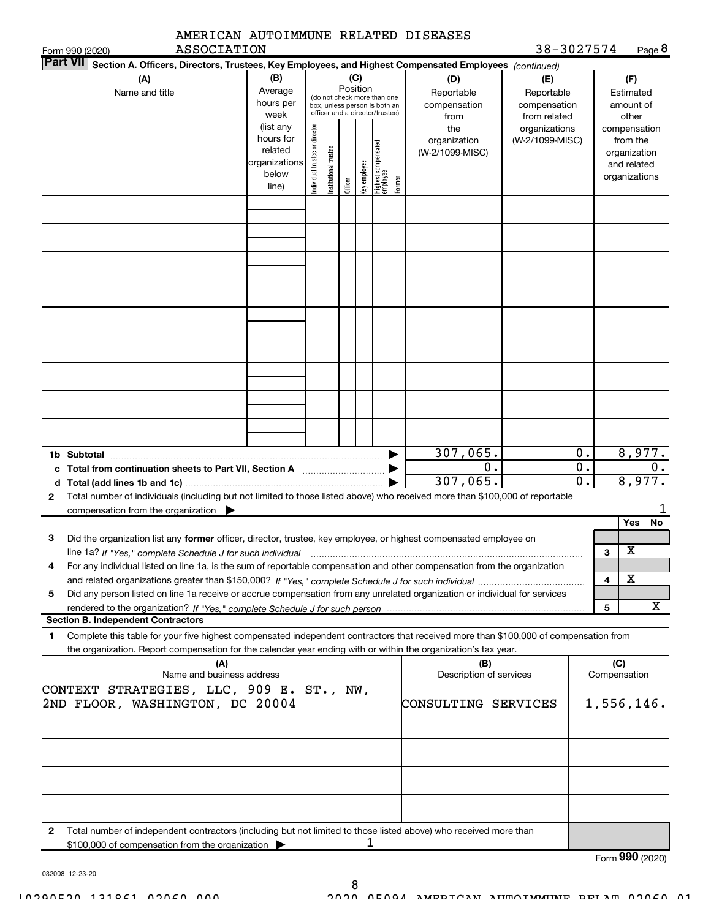AMERICAN AUTOIMMUNE RELATED DISEASES ASSOCIATION

38-3027574

Form 990 (2020) Page 8

## Part VII Section A. Officers, Directors, Trustees, Key Employees, and Highest Compensated Employees *(continued)*

| (A) Name and title | (B) Average hours per week (list any hours for related organizations below line) | (C) Position (do not check more than one box, unless person is both an officer and a director/trustee) Individual trustee or director | Institutional trustee | Officer | Key employee | Highest compensated employee | Former | (D) Reportable compensation from the organization (W-2/1099-MISC) | (E) Reportable compensation from related organizations (W-2/1099-MISC) | (F) Estimated amount of other compensation from the organization and related organizations |
|---|---|---|---|---|---|---|---|---|---|---|
| | | | | | | | | | | |
| | | | | | | | | | | |
| | | | | | | | | | | |
| | | | | | | | | | | |
| | | | | | | | | | | |
| | | | | | | | | | | |
| | | | | | | | | | | |
| | | | | | | | | | | |
| | | | | | | | | | | |

| | (D) | (E) | (F) |
|---|---|---|---|
| **1b Subtotal** | 307,065. | 0. | 8,977. |
| **c Total from continuation sheets to Part VII, Section A** | 0. | 0. | 0. |
| **d Total (add lines 1b and 1c)** | 307,065. | 0. | 8,977. |

**2** Total number of individuals (including but not limited to those listed above) who received more than $100,000 of reportable compensation from the organization ▶ 1

| | | Yes | No |
|---|---|---|---|
| **3** Did the organization list any **former** officer, director, trustee, key employee, or highest compensated employee on line 1a? *If "Yes," complete Schedule J for such individual* | 3 | X | |
| **4** For any individual listed on line 1a, is the sum of reportable compensation and other compensation from the organization and related organizations greater than $150,000? *If "Yes," complete Schedule J for such individual* | 4 | X | |
| **5** Did any person listed on line 1a receive or accrue compensation from any unrelated organization or individual for services rendered to the organization? *If "Yes," complete Schedule J for such person* | 5 | | X |

### Section B. Independent Contractors

**1** Complete this table for your five highest compensated independent contractors that received more than $100,000 of compensation from the organization. Report compensation for the calendar year ending with or within the organization's tax year.

| (A) Name and business address | (B) Description of services | (C) Compensation |
|---|---|---|
| CONTEXT STRATEGIES, LLC, 909 E. ST., NW, 2ND FLOOR, WASHINGTON, DC 20004 | CONSULTING SERVICES | 1,556,146. |
| | | |
| | | |
| | | |
| | | |

**2** Total number of independent contractors (including but not limited to those listed above) who received more than $100,000 of compensation from the organization ▶ 1

Form **990** (2020)

032008 12-23-20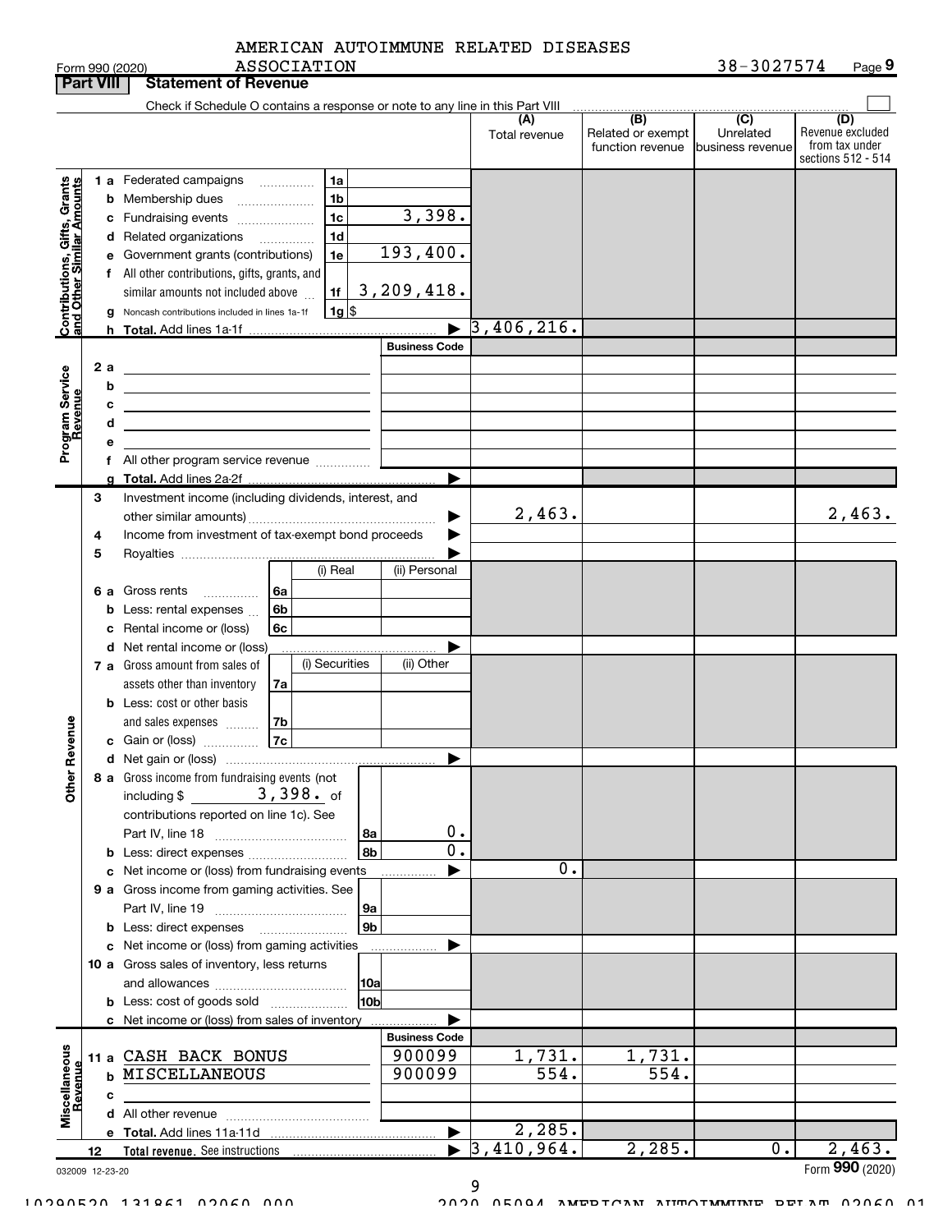AMERICAN AUTOIMMUNE RELATED DISEASES ASSOCIATION

Form 990 (2020) 38-3027574 Page 9

**Part VIII Statement of Revenue**

Check if Schedule O contains a response or note to any line in this Part VIII

| | | | (A) Total revenue | (B) Related or exempt function revenue | (C) Unrelated business revenue | (D) Revenue excluded from tax under sections 512 - 514 |
|---|---|---|---|---|---|---|
| **Contributions, Gifts, Grants and Other Similar Amounts** | 1a Federated campaigns | 1a | | | | |
| | b Membership dues | 1b | | | | |
| | c Fundraising events | 1c 3,398. | | | | |
| | d Related organizations | 1d | | | | |
| | e Government grants (contributions) | 1e 193,400. | | | | |
| | f All other contributions, gifts, grants, and similar amounts not included above | 1f 3,209,418. | | | | |
| | g Noncash contributions included in lines 1a-1f | 1g $ | | | | |
| | h **Total.** Add lines 1a-1f | ▶ | 3,406,216. | | | |
| **Program Service Revenue** | | Business Code | | | | |
| | 2a | | | | | |
| | b | | | | | |
| | c | | | | | |
| | d | | | | | |
| | e | | | | | |
| | f All other program service revenue | | | | | |
| | g **Total.** Add lines 2a-2f | ▶ | | | | |
| **Other Revenue** | 3 Investment income (including dividends, interest, and other similar amounts) | ▶ | 2,463. | | | 2,463. |
| | 4 Income from investment of tax-exempt bond proceeds | ▶ | | | | |
| | 5 Royalties | ▶ | | | | |
| | | (i) Real / (ii) Personal | | | | |
| | 6a Gross rents | 6a | | | | |
| | b Less: rental expenses | 6b | | | | |
| | c Rental income or (loss) | 6c | | | | |
| | d Net rental income or (loss) | ▶ | | | | |
| | | (i) Securities / (ii) Other | | | | |
| | 7a Gross amount from sales of assets other than inventory | 7a | | | | |
| | b Less: cost or other basis and sales expenses | 7b | | | | |
| | c Gain or (loss) | 7c | | | | |
| | d Net gain or (loss) | ▶ | | | | |
| | 8a Gross income from fundraising events (not including $ 3,398. of contributions reported on line 1c). See Part IV, line 18 | 8a 0. | | | | |
| | b Less: direct expenses | 8b 0. | | | | |
| | c Net income or (loss) from fundraising events | ▶ | 0. | | | |
| | 9a Gross income from gaming activities. See Part IV, line 19 | 9a | | | | |
| | b Less: direct expenses | 9b | | | | |
| | c Net income or (loss) from gaming activities | ▶ | | | | |
| | 10a Gross sales of inventory, less returns and allowances | 10a | | | | |
| | b Less: cost of goods sold | 10b | | | | |
| | c Net income or (loss) from sales of inventory | ▶ | | | | |
| **Miscellaneous Revenue** | | Business Code | | | | |
| | 11a CASH BACK BONUS | 900099 | 1,731. | 1,731. | | |
| | b MISCELLANEOUS | 900099 | 554. | 554. | | |
| | c | | | | | |
| | d All other revenue | | | | | |
| | e **Total.** Add lines 11a-11d | ▶ | 2,285. | | | |
| | 12 **Total revenue.** See instructions | ▶ | 3,410,964. | 2,285. | 0. | 2,463. |

032009 12-23-20

Form **990** (2020)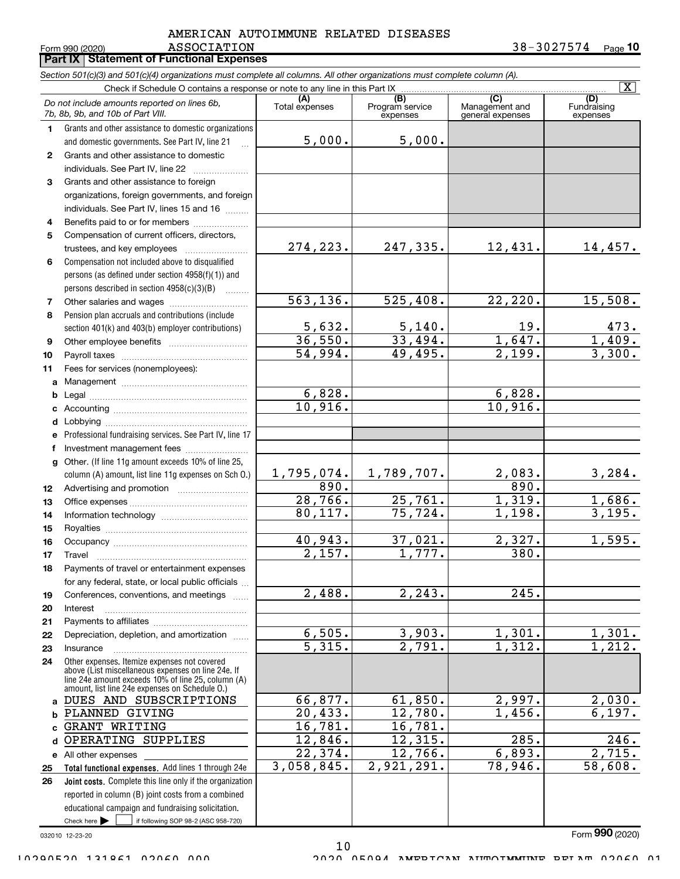AMERICAN AUTOIMMUNE RELATED DISEASES ASSOCIATION 38-3027574

Form 990 (2020) Page **10**

## Part IX Statement of Functional Expenses

*Section 501(c)(3) and 501(c)(4) organizations must complete all columns. All other organizations must complete column (A).*

Check if Schedule O contains a response or note to any line in this Part IX [X]

| | *Do not include amounts reported on lines 6b, 7b, 8b, 9b, and 10b of Part VIII.* | (A) Total expenses | (B) Program service expenses | (C) Management and general expenses | (D) Fundraising expenses |
|---|---|---|---|---|---|
| 1 | Grants and other assistance to domestic organizations and domestic governments. See Part IV, line 21 | 5,000. | 5,000. | | |
| 2 | Grants and other assistance to domestic individuals. See Part IV, line 22 | | | | |
| 3 | Grants and other assistance to foreign organizations, foreign governments, and foreign individuals. See Part IV, lines 15 and 16 | | | | |
| 4 | Benefits paid to or for members | | | | |
| 5 | Compensation of current officers, directors, trustees, and key employees | 274,223. | 247,335. | 12,431. | 14,457. |
| 6 | Compensation not included above to disqualified persons (as defined under section 4958(f)(1)) and persons described in section 4958(c)(3)(B) | | | | |
| 7 | Other salaries and wages | 563,136. | 525,408. | 22,220. | 15,508. |
| 8 | Pension plan accruals and contributions (include section 401(k) and 403(b) employer contributions) | 5,632. | 5,140. | 19. | 473. |
| 9 | Other employee benefits | 36,550. | 33,494. | 1,647. | 1,409. |
| 10 | Payroll taxes | 54,994. | 49,495. | 2,199. | 3,300. |
| 11 | Fees for services (nonemployees): | | | | |
| a | Management | | | | |
| b | Legal | 6,828. | | 6,828. | |
| c | Accounting | 10,916. | | 10,916. | |
| d | Lobbying | | | | |
| e | Professional fundraising services. See Part IV, line 17 | | | | |
| f | Investment management fees | | | | |
| g | Other. (If line 11g amount exceeds 10% of line 25, column (A) amount, list line 11g expenses on Sch O.) | 1,795,074. | 1,789,707. | 2,083. | 3,284. |
| 12 | Advertising and promotion | 890. | | 890. | |
| 13 | Office expenses | 28,766. | 25,761. | 1,319. | 1,686. |
| 14 | Information technology | 80,117. | 75,724. | 1,198. | 3,195. |
| 15 | Royalties | | | | |
| 16 | Occupancy | 40,943. | 37,021. | 2,327. | 1,595. |
| 17 | Travel | 2,157. | 1,777. | 380. | |
| 18 | Payments of travel or entertainment expenses for any federal, state, or local public officials | | | | |
| 19 | Conferences, conventions, and meetings | 2,488. | 2,243. | 245. | |
| 20 | Interest | | | | |
| 21 | Payments to affiliates | | | | |
| 22 | Depreciation, depletion, and amortization | 6,505. | 3,903. | 1,301. | 1,301. |
| 23 | Insurance | 5,315. | 2,791. | 1,312. | 1,212. |
| 24 | Other expenses. Itemize expenses not covered above (List miscellaneous expenses on line 24e. If line 24e amount exceeds 10% of line 25, column (A) amount, list line 24e expenses on Schedule O.) | | | | |
| a | DUES AND SUBSCRIPTIONS | 66,877. | 61,850. | 2,997. | 2,030. |
| b | PLANNED GIVING | 20,433. | 12,780. | 1,456. | 6,197. |
| c | GRANT WRITING | 16,781. | 16,781. | | |
| d | OPERATING SUPPLIES | 12,846. | 12,315. | 285. | 246. |
| e | All other expenses | 22,374. | 12,766. | 6,893. | 2,715. |
| 25 | **Total functional expenses.** Add lines 1 through 24e | 3,058,845. | 2,921,291. | 78,946. | 58,608. |
| 26 | **Joint costs.** Complete this line only if the organization reported in column (B) joint costs from a combined educational campaign and fundraising solicitation. Check here [ ] if following SOP 98-2 (ASC 958-720) | | | | |

032010 12-23-20

Form **990** (2020)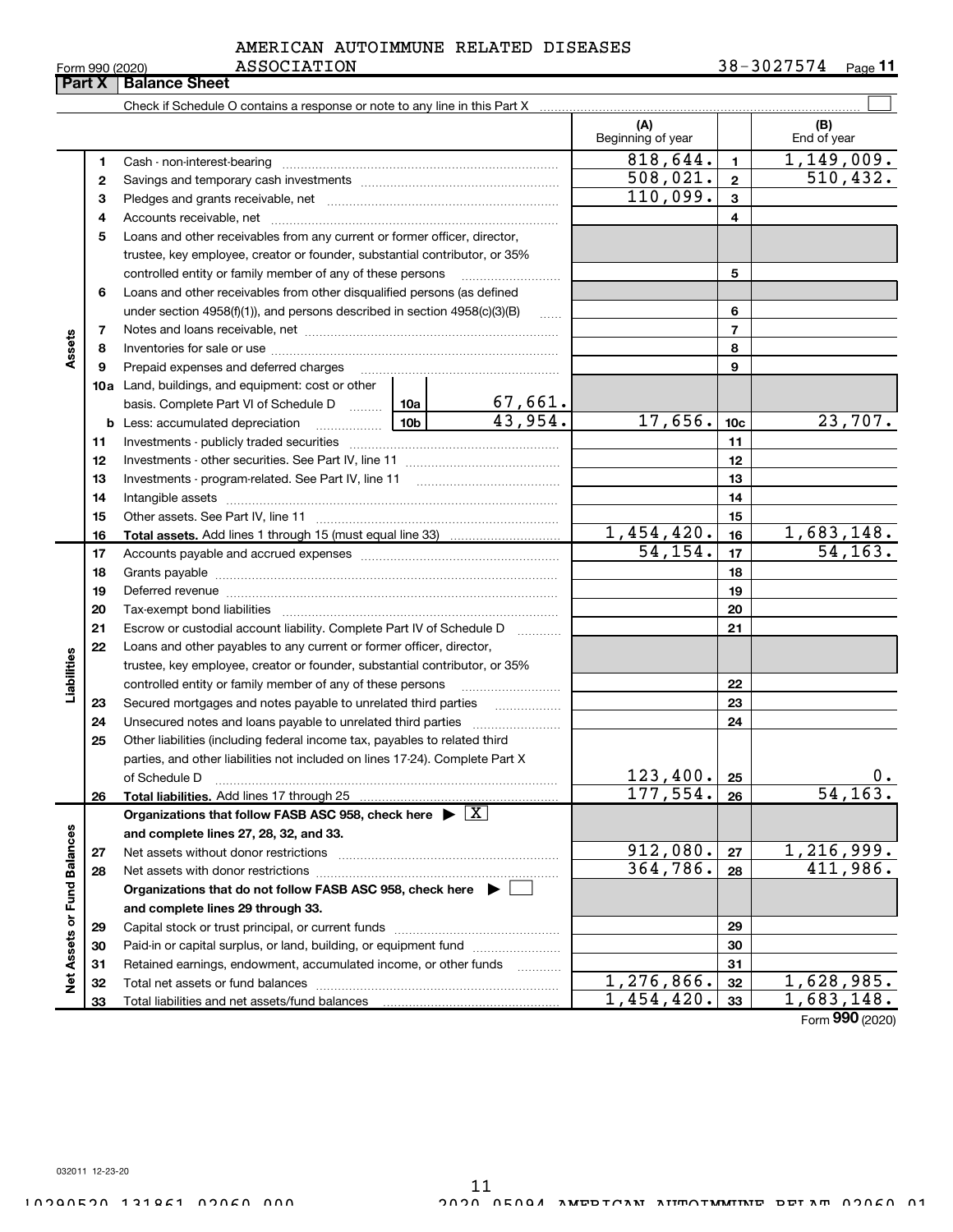AMERICAN AUTOIMMUNE RELATED DISEASES ASSOCIATION

Form 990 (2020) 38-3027574 Page 11

## Part X Balance Sheet

Check if Schedule O contains a response or note to any line in this Part X ☐

| | | | | | (A) Beginning of year | | (B) End of year |
|---|---|---|---|---|---|---|---|
| Assets | 1 | Cash - non-interest-bearing | | | 818,644. | 1 | 1,149,009. |
| | 2 | Savings and temporary cash investments | | | 508,021. | 2 | 510,432. |
| | 3 | Pledges and grants receivable, net | | | 110,099. | 3 | |
| | 4 | Accounts receivable, net | | | | 4 | |
| | 5 | Loans and other receivables from any current or former officer, director, trustee, key employee, creator or founder, substantial contributor, or 35% controlled entity or family member of any of these persons | | | | 5 | |
| | 6 | Loans and other receivables from other disqualified persons (as defined under section 4958(f)(1)), and persons described in section 4958(c)(3)(B) | | | | 6 | |
| | 7 | Notes and loans receivable, net | | | | 7 | |
| | 8 | Inventories for sale or use | | | | 8 | |
| | 9 | Prepaid expenses and deferred charges | | | | 9 | |
| | 10a | Land, buildings, and equipment: cost or other basis. Complete Part VI of Schedule D | 10a | 67,661. | | | |
| | b | Less: accumulated depreciation | 10b | 43,954. | 17,656. | 10c | 23,707. |
| | 11 | Investments - publicly traded securities | | | | 11 | |
| | 12 | Investments - other securities. See Part IV, line 11 | | | | 12 | |
| | 13 | Investments - program-related. See Part IV, line 11 | | | | 13 | |
| | 14 | Intangible assets | | | | 14 | |
| | 15 | Other assets. See Part IV, line 11 | | | | 15 | |
| | 16 | **Total assets.** Add lines 1 through 15 (must equal line 33) | | | 1,454,420. | 16 | 1,683,148. |
| Liabilities | 17 | Accounts payable and accrued expenses | | | 54,154. | 17 | 54,163. |
| | 18 | Grants payable | | | | 18 | |
| | 19 | Deferred revenue | | | | 19 | |
| | 20 | Tax-exempt bond liabilities | | | | 20 | |
| | 21 | Escrow or custodial account liability. Complete Part IV of Schedule D | | | | 21 | |
| | 22 | Loans and other payables to any current or former officer, director, trustee, key employee, creator or founder, substantial contributor, or 35% controlled entity or family member of any of these persons | | | | 22 | |
| | 23 | Secured mortgages and notes payable to unrelated third parties | | | | 23 | |
| | 24 | Unsecured notes and loans payable to unrelated third parties | | | | 24 | |
| | 25 | Other liabilities (including federal income tax, payables to related third parties, and other liabilities not included on lines 17-24). Complete Part X of Schedule D | | | 123,400. | 25 | 0. |
| | 26 | **Total liabilities.** Add lines 17 through 25 | | | 177,554. | 26 | 54,163. |
| Net Assets or Fund Balances | | **Organizations that follow FASB ASC 958, check here** ▶ ☒ **and complete lines 27, 28, 32, and 33.** | | | | | |
| | 27 | Net assets without donor restrictions | | | 912,080. | 27 | 1,216,999. |
| | 28 | Net assets with donor restrictions | | | 364,786. | 28 | 411,986. |
| | | **Organizations that do not follow FASB ASC 958, check here** ▶ ☐ **and complete lines 29 through 33.** | | | | | |
| | 29 | Capital stock or trust principal, or current funds | | | | 29 | |
| | 30 | Paid-in or capital surplus, or land, building, or equipment fund | | | | 30 | |
| | 31 | Retained earnings, endowment, accumulated income, or other funds | | | | 31 | |
| | 32 | Total net assets or fund balances | | | 1,276,866. | 32 | 1,628,985. |
| | 33 | Total liabilities and net assets/fund balances | | | 1,454,420. | 33 | 1,683,148. |

Form **990** (2020)

032011 12-23-20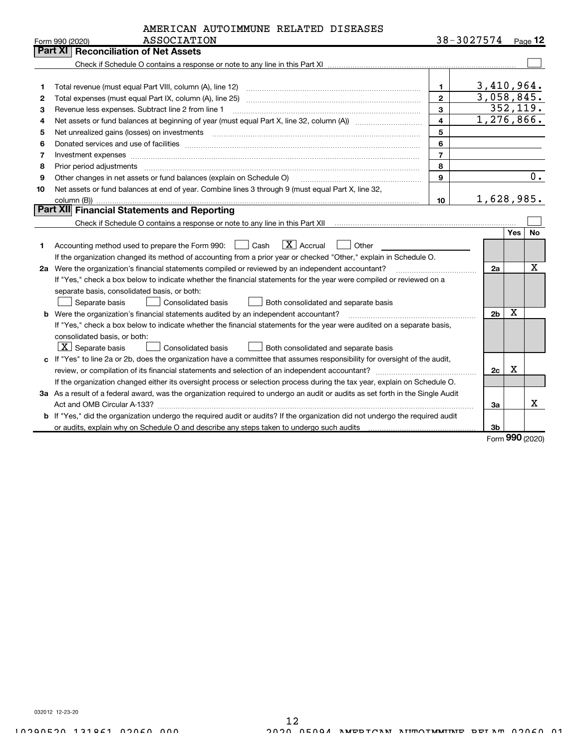AMERICAN AUTOIMMUNE RELATED DISEASES ASSOCIATION

Form 990 (2020) 38-3027574 Page 12

## Part XI Reconciliation of Net Assets

Check if Schedule O contains a response or note to any line in this Part XI ☐

| | | | |
|---|---|---|---|
| 1 | Total revenue (must equal Part VIII, column (A), line 12) | 1 | 3,410,964. |
| 2 | Total expenses (must equal Part IX, column (A), line 25) | 2 | 3,058,845. |
| 3 | Revenue less expenses. Subtract line 2 from line 1 | 3 | 352,119. |
| 4 | Net assets or fund balances at beginning of year (must equal Part X, line 32, column (A)) | 4 | 1,276,866. |
| 5 | Net unrealized gains (losses) on investments | 5 | |
| 6 | Donated services and use of facilities | 6 | |
| 7 | Investment expenses | 7 | |
| 8 | Prior period adjustments | 8 | |
| 9 | Other changes in net assets or fund balances (explain on Schedule O) | 9 | 0. |
| 10 | Net assets or fund balances at end of year. Combine lines 3 through 9 (must equal Part X, line 32, column (B)) | 10 | 1,628,985. |

## Part XII Financial Statements and Reporting

Check if Schedule O contains a response or note to any line in this Part XII ☐

| | | | Yes | No |
|---|---|---|---|---|
| 1 | Accounting method used to prepare the Form 990: ☐ Cash ☒ Accrual ☐ Other<br>If the organization changed its method of accounting from a prior year or checked "Other," explain in Schedule O. | | | |
| 2a | Were the organization's financial statements compiled or reviewed by an independent accountant?<br>If "Yes," check a box below to indicate whether the financial statements for the year were compiled or reviewed on a separate basis, consolidated basis, or both:<br>☐ Separate basis ☐ Consolidated basis ☐ Both consolidated and separate basis | 2a | | X |
| b | Were the organization's financial statements audited by an independent accountant?<br>If "Yes," check a box below to indicate whether the financial statements for the year were audited on a separate basis, consolidated basis, or both:<br>☒ Separate basis ☐ Consolidated basis ☐ Both consolidated and separate basis | 2b | X | |
| c | If "Yes" to line 2a or 2b, does the organization have a committee that assumes responsibility for oversight of the audit, review, or compilation of its financial statements and selection of an independent accountant?<br>If the organization changed either its oversight process or selection process during the tax year, explain on Schedule O. | 2c | X | |
| 3a | As a result of a federal award, was the organization required to undergo an audit or audits as set forth in the Single Audit Act and OMB Circular A-133? | 3a | | X |
| b | If "Yes," did the organization undergo the required audit or audits? If the organization did not undergo the required audit or audits, explain why on Schedule O and describe any steps taken to undergo such audits | 3b | | |

Form 990 (2020)

032012 12-23-20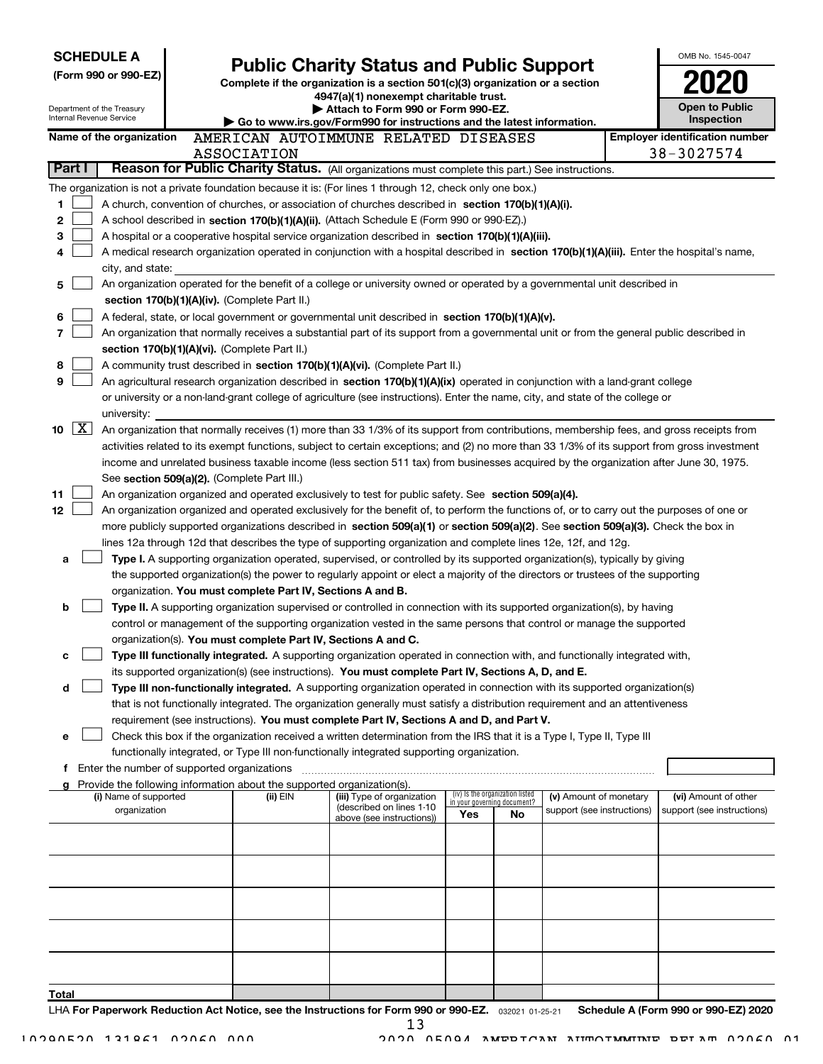**SCHEDULE A**
**(Form 990 or 990-EZ)**

Department of the Treasury
Internal Revenue Service

# Public Charity Status and Public Support

**Complete if the organization is a section 501(c)(3) organization or a section 4947(a)(1) nonexempt charitable trust.**
**▶ Attach to Form 990 or Form 990-EZ.**
**▶ Go to www.irs.gov/Form990 for instructions and the latest information.**

OMB No. 1545-0047

**2020**

**Open to Public Inspection**

**Name of the organization** AMERICAN AUTOIMMUNE RELATED DISEASES ASSOCIATION

**Employer identification number** 38-3027574

**Part I** **Reason for Public Charity Status.** (All organizations must complete this part.) See instructions.

The organization is not a private foundation because it is: (For lines 1 through 12, check only one box.)

1 ☐ A church, convention of churches, or association of churches described in **section 170(b)(1)(A)(i).**

2 ☐ A school described in **section 170(b)(1)(A)(ii).** (Attach Schedule E (Form 990 or 990-EZ).)

3 ☐ A hospital or a cooperative hospital service organization described in **section 170(b)(1)(A)(iii).**

4 ☐ A medical research organization operated in conjunction with a hospital described in **section 170(b)(1)(A)(iii).** Enter the hospital's name, city, and state:

5 ☐ An organization operated for the benefit of a college or university owned or operated by a governmental unit described in **section 170(b)(1)(A)(iv).** (Complete Part II.)

6 ☐ A federal, state, or local government or governmental unit described in **section 170(b)(1)(A)(v).**

7 ☐ An organization that normally receives a substantial part of its support from a governmental unit or from the general public described in **section 170(b)(1)(A)(vi).** (Complete Part II.)

8 ☐ A community trust described in **section 170(b)(1)(A)(vi).** (Complete Part II.)

9 ☐ An agricultural research organization described in **section 170(b)(1)(A)(ix)** operated in conjunction with a land-grant college or university or a non-land-grant college of agriculture (see instructions). Enter the name, city, and state of the college or university:

10 ☒ An organization that normally receives (1) more than 33 1/3% of its support from contributions, membership fees, and gross receipts from activities related to its exempt functions, subject to certain exceptions; and (2) no more than 33 1/3% of its support from gross investment income and unrelated business taxable income (less section 511 tax) from businesses acquired by the organization after June 30, 1975. See **section 509(a)(2).** (Complete Part III.)

11 ☐ An organization organized and operated exclusively to test for public safety. See **section 509(a)(4).**

12 ☐ An organization organized and operated exclusively for the benefit of, to perform the functions of, or to carry out the purposes of one or more publicly supported organizations described in **section 509(a)(1)** or **section 509(a)(2)**. See **section 509(a)(3).** Check the box in lines 12a through 12d that describes the type of supporting organization and complete lines 12e, 12f, and 12g.

a ☐ **Type I.** A supporting organization operated, supervised, or controlled by its supported organization(s), typically by giving the supported organization(s) the power to regularly appoint or elect a majority of the directors or trustees of the supporting organization. **You must complete Part IV, Sections A and B.**

b ☐ **Type II.** A supporting organization supervised or controlled in connection with its supported organization(s), by having control or management of the supporting organization vested in the same persons that control or manage the supported organization(s). **You must complete Part IV, Sections A and C.**

c ☐ **Type III functionally integrated.** A supporting organization operated in connection with, and functionally integrated with, its supported organization(s) (see instructions). **You must complete Part IV, Sections A, D, and E.**

d ☐ **Type III non-functionally integrated.** A supporting organization operated in connection with its supported organization(s) that is not functionally integrated. The organization generally must satisfy a distribution requirement and an attentiveness requirement (see instructions). **You must complete Part IV, Sections A and D, and Part V.**

e ☐ Check this box if the organization received a written determination from the IRS that it is a Type I, Type II, Type III functionally integrated, or Type III non-functionally integrated supporting organization.

f Enter the number of supported organizations

g Provide the following information about the supported organization(s).

| (i) Name of supported organization | (ii) EIN | (iii) Type of organization (described on lines 1-10 above (see instructions)) | (iv) Is the organization listed in your governing document? Yes | No | (v) Amount of monetary support (see instructions) | (vi) Amount of other support (see instructions) |
|---|---|---|---|---|---|---|
| | | | | | | |
| | | | | | | |
| | | | | | | |
| | | | | | | |
| | | | | | | |
| **Total** | | | | | | |

LHA **For Paperwork Reduction Act Notice, see the Instructions for Form 990 or 990-EZ.** 032021 01-25-21 **Schedule A (Form 990 or 990-EZ) 2020**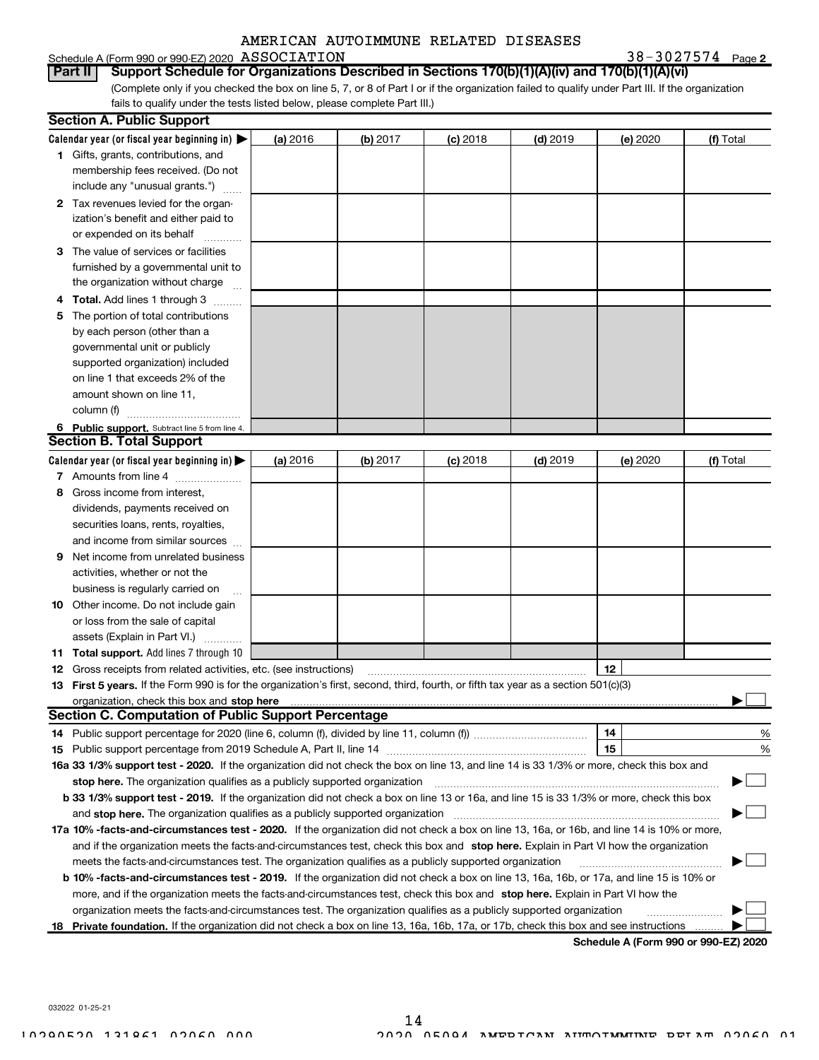AMERICAN AUTOIMMUNE RELATED DISEASES

Schedule A (Form 990 or 990-EZ) 2020 ASSOCIATION 38-3027574 Page 2

**Part II** **Support Schedule for Organizations Described in Sections 170(b)(1)(A)(iv) and 170(b)(1)(A)(vi)**

(Complete only if you checked the box on line 5, 7, or 8 of Part I or if the organization failed to qualify under Part III. If the organization fails to qualify under the tests listed below, please complete Part III.)

**Section A. Public Support**

| Calendar year (or fiscal year beginning in) ▶ | (a) 2016 | (b) 2017 | (c) 2018 | (d) 2019 | (e) 2020 | (f) Total |
|---|---|---|---|---|---|---|
| **1** Gifts, grants, contributions, and membership fees received. (Do not include any "unusual grants.") | | | | | | |
| **2** Tax revenues levied for the organization's benefit and either paid to or expended on its behalf | | | | | | |
| **3** The value of services or facilities furnished by a governmental unit to the organization without charge | | | | | | |
| **4 Total.** Add lines 1 through 3 | | | | | | |
| **5** The portion of total contributions by each person (other than a governmental unit or publicly supported organization) included on line 1 that exceeds 2% of the amount shown on line 11, column (f) | | | | | | |
| **6 Public support.** Subtract line 5 from line 4. | | | | | | |

**Section B. Total Support**

| Calendar year (or fiscal year beginning in) ▶ | (a) 2016 | (b) 2017 | (c) 2018 | (d) 2019 | (e) 2020 | (f) Total |
|---|---|---|---|---|---|---|
| **7** Amounts from line 4 | | | | | | |
| **8** Gross income from interest, dividends, payments received on securities loans, rents, royalties, and income from similar sources | | | | | | |
| **9** Net income from unrelated business activities, whether or not the business is regularly carried on | | | | | | |
| **10** Other income. Do not include gain or loss from the sale of capital assets (Explain in Part VI.) | | | | | | |
| **11 Total support.** Add lines 7 through 10 | | | | | | |

**12** Gross receipts from related activities, etc. (see instructions) **12**

**13 First 5 years.** If the Form 990 is for the organization's first, second, third, fourth, or fifth tax year as a section 501(c)(3) organization, check this box and **stop here** ▶ ☐

**Section C. Computation of Public Support Percentage**

**14** Public support percentage for 2020 (line 6, column (f), divided by line 11, column (f)) **14** %

**15** Public support percentage from 2019 Schedule A, Part II, line 14 **15** %

**16a 33 1/3% support test - 2020.** If the organization did not check the box on line 13, and line 14 is 33 1/3% or more, check this box and **stop here.** The organization qualifies as a publicly supported organization ▶ ☐

**b 33 1/3% support test - 2019.** If the organization did not check a box on line 13 or 16a, and line 15 is 33 1/3% or more, check this box and **stop here.** The organization qualifies as a publicly supported organization ▶ ☐

**17a 10% -facts-and-circumstances test - 2020.** If the organization did not check a box on line 13, 16a, or 16b, and line 14 is 10% or more, and if the organization meets the facts-and-circumstances test, check this box and **stop here.** Explain in Part VI how the organization meets the facts-and-circumstances test. The organization qualifies as a publicly supported organization ▶ ☐

**b 10% -facts-and-circumstances test - 2019.** If the organization did not check a box on line 13, 16a, 16b, or 17a, and line 15 is 10% or more, and if the organization meets the facts-and-circumstances test, check this box and **stop here.** Explain in Part VI how the organization meets the facts-and-circumstances test. The organization qualifies as a publicly supported organization ▶ ☐

**18 Private foundation.** If the organization did not check a box on line 13, 16a, 16b, 17a, or 17b, check this box and see instructions ▶ ☐

**Schedule A (Form 990 or 990-EZ) 2020**

032022 01-25-21

10290520 131861 02060.000 2020.05094 AMERICAN AUTOIMMUNE RELAT 02060.01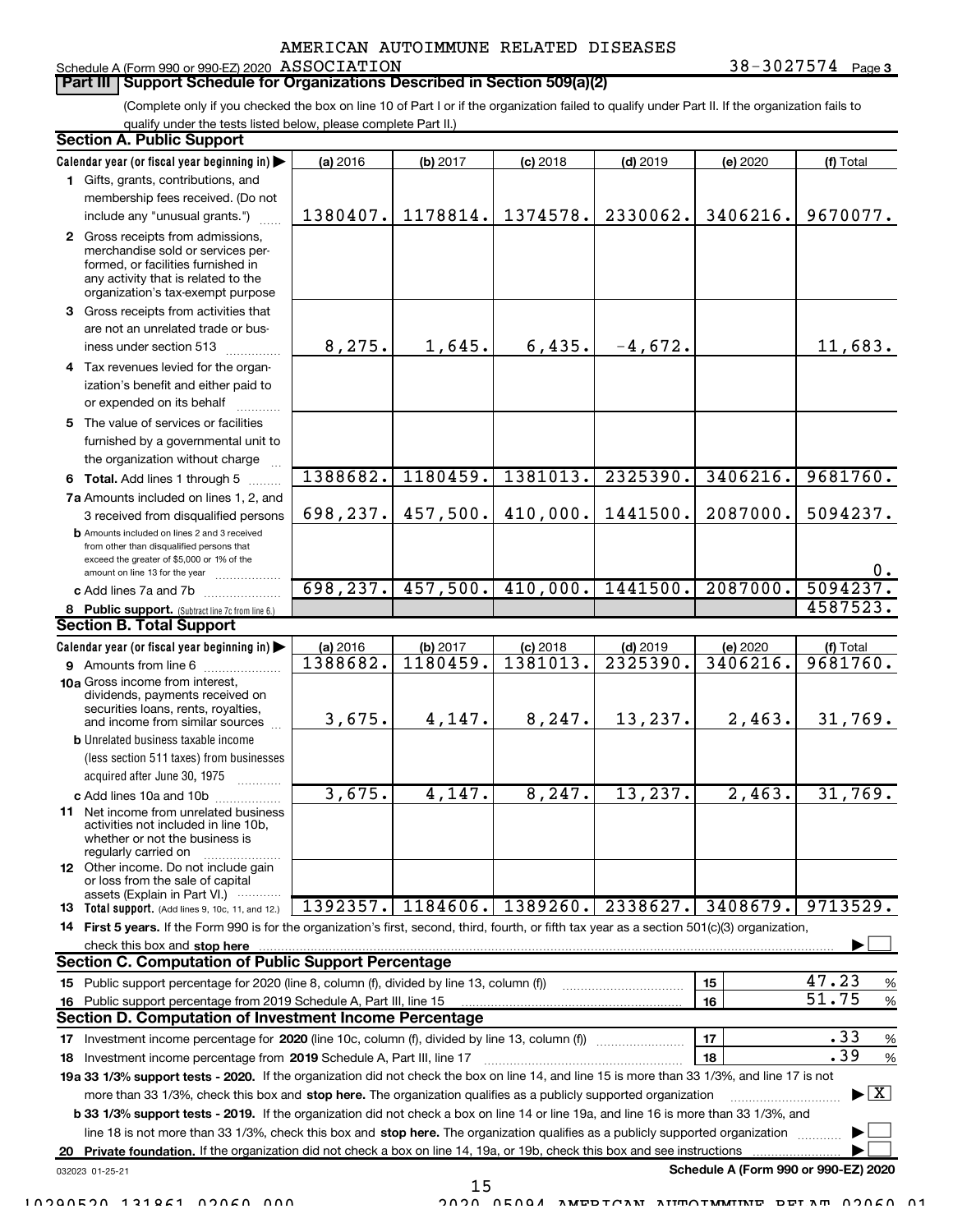AMERICAN AUTOIMMUNE RELATED DISEASES
Schedule A (Form 990 or 990-EZ) 2020 ASSOCIATION 38-3027574 Page 3

## Part III Support Schedule for Organizations Described in Section 509(a)(2)

(Complete only if you checked the box on line 10 of Part I or if the organization failed to qualify under Part II. If the organization fails to qualify under the tests listed below, please complete Part II.)

### Section A. Public Support

| Calendar year (or fiscal year beginning in) | (a) 2016 | (b) 2017 | (c) 2018 | (d) 2019 | (e) 2020 | (f) Total |
|---|---|---|---|---|---|---|
| 1 Gifts, grants, contributions, and membership fees received. (Do not include any "unusual grants.") | 1380407. | 1178814. | 1374578. | 2330062. | 3406216. | 9670077. |
| 2 Gross receipts from admissions, merchandise sold or services performed, or facilities furnished in any activity that is related to the organization's tax-exempt purpose | | | | | | |
| 3 Gross receipts from activities that are not an unrelated trade or business under section 513 | 8,275. | 1,645. | 6,435. | -4,672. | | 11,683. |
| 4 Tax revenues levied for the organization's benefit and either paid to or expended on its behalf | | | | | | |
| 5 The value of services or facilities furnished by a governmental unit to the organization without charge | | | | | | |
| 6 Total. Add lines 1 through 5 | 1388682. | 1180459. | 1381013. | 2325390. | 3406216. | 9681760. |
| 7a Amounts included on lines 1, 2, and 3 received from disqualified persons | 698,237. | 457,500. | 410,000. | 1441500. | 2087000. | 5094237. |
| b Amounts included on lines 2 and 3 received from other than disqualified persons that exceed the greater of $5,000 or 1% of the amount on line 13 for the year | | | | | | 0. |
| c Add lines 7a and 7b | 698,237. | 457,500. | 410,000. | 1441500. | 2087000. | 5094237. |
| 8 Public support. (Subtract line 7c from line 6.) | | | | | | 4587523. |

### Section B. Total Support

| Calendar year (or fiscal year beginning in) | (a) 2016 | (b) 2017 | (c) 2018 | (d) 2019 | (e) 2020 | (f) Total |
|---|---|---|---|---|---|---|
| 9 Amounts from line 6 | 1388682. | 1180459. | 1381013. | 2325390. | 3406216. | 9681760. |
| 10a Gross income from interest, dividends, payments received on securities loans, rents, royalties, and income from similar sources | 3,675. | 4,147. | 8,247. | 13,237. | 2,463. | 31,769. |
| b Unrelated business taxable income (less section 511 taxes) from businesses acquired after June 30, 1975 | | | | | | |
| c Add lines 10a and 10b | 3,675. | 4,147. | 8,247. | 13,237. | 2,463. | 31,769. |
| 11 Net income from unrelated business activities not included in line 10b, whether or not the business is regularly carried on | | | | | | |
| 12 Other income. Do not include gain or loss from the sale of capital assets (Explain in Part VI.) | | | | | | |
| 13 Total support. (Add lines 9, 10c, 11, and 12.) | 1392357. | 1184606. | 1389260. | 2338627. | 3408679. | 9713529. |

14 First 5 years. If the Form 990 is for the organization's first, second, third, fourth, or fifth tax year as a section 501(c)(3) organization, check this box and stop here ☐

### Section C. Computation of Public Support Percentage

| | | |
|---|---|---|
| 15 Public support percentage for 2020 (line 8, column (f), divided by line 13, column (f)) | 15 | 47.23 % |
| 16 Public support percentage from 2019 Schedule A, Part III, line 15 | 16 | 51.75 % |

### Section D. Computation of Investment Income Percentage

| | | |
|---|---|---|
| 17 Investment income percentage for 2020 (line 10c, column (f), divided by line 13, column (f)) | 17 | .33 % |
| 18 Investment income percentage from 2019 Schedule A, Part III, line 17 | 18 | .39 % |

19a 33 1/3% support tests - 2020. If the organization did not check the box on line 14, and line 15 is more than 33 1/3%, and line 17 is not more than 33 1/3%, check this box and stop here. The organization qualifies as a publicly supported organization ☒

b 33 1/3% support tests - 2019. If the organization did not check a box on line 14 or line 19a, and line 16 is more than 33 1/3%, and line 18 is not more than 33 1/3%, check this box and stop here. The organization qualifies as a publicly supported organization ☐

20 Private foundation. If the organization did not check a box on line 14, 19a, or 19b, check this box and see instructions ☐

032023 01-25-21 Schedule A (Form 990 or 990-EZ) 2020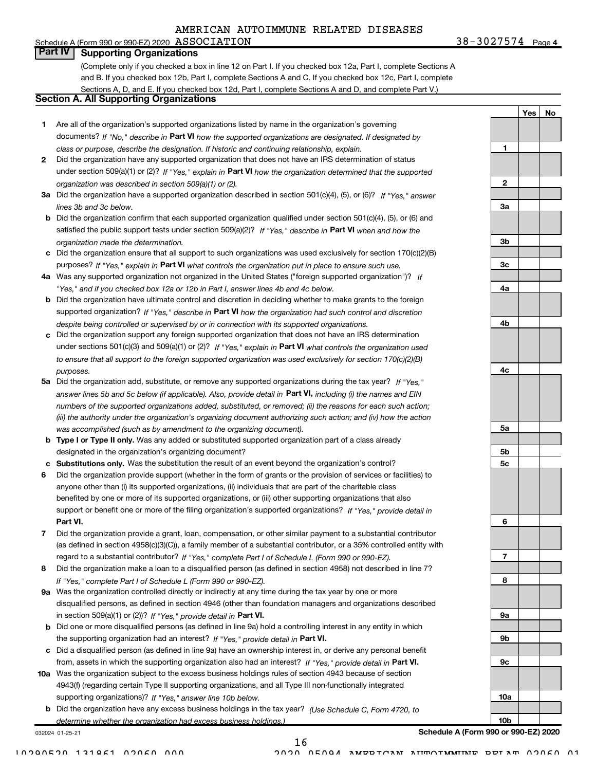AMERICAN AUTOIMMUNE RELATED DISEASES

Schedule A (Form 990 or 990-EZ) 2020 ASSOCIATION 38-3027574 Page 4

## Part IV Supporting Organizations

(Complete only if you checked a box in line 12 on Part I. If you checked box 12a, Part I, complete Sections A and B. If you checked box 12b, Part I, complete Sections A and C. If you checked box 12c, Part I, complete Sections A, D, and E. If you checked box 12d, Part I, complete Sections A and D, and complete Part V.)

### Section A. All Supporting Organizations

| | | | Yes | No |
|---|---|---|---|---|
| **1** | Are all of the organization's supported organizations listed by name in the organization's governing documents? *If "No," describe in* **Part VI** *how the supported organizations are designated. If designated by class or purpose, describe the designation. If historic and continuing relationship, explain.* | 1 | | |
| **2** | Did the organization have any supported organization that does not have an IRS determination of status under section 509(a)(1) or (2)? *If "Yes," explain in* **Part VI** *how the organization determined that the supported organization was described in section 509(a)(1) or (2).* | 2 | | |
| **3a** | Did the organization have a supported organization described in section 501(c)(4), (5), or (6)? *If "Yes," answer lines 3b and 3c below.* | 3a | | |
| **b** | Did the organization confirm that each supported organization qualified under section 501(c)(4), (5), or (6) and satisfied the public support tests under section 509(a)(2)? *If "Yes," describe in* **Part VI** *when and how the organization made the determination.* | 3b | | |
| **c** | Did the organization ensure that all support to such organizations was used exclusively for section 170(c)(2)(B) purposes? *If "Yes," explain in* **Part VI** *what controls the organization put in place to ensure such use.* | 3c | | |
| **4a** | Was any supported organization not organized in the United States ("foreign supported organization")? *If "Yes," and if you checked box 12a or 12b in Part I, answer lines 4b and 4c below.* | 4a | | |
| **b** | Did the organization have ultimate control and discretion in deciding whether to make grants to the foreign supported organization? *If "Yes," describe in* **Part VI** *how the organization had such control and discretion despite being controlled or supervised by or in connection with its supported organizations.* | 4b | | |
| **c** | Did the organization support any foreign supported organization that does not have an IRS determination under sections 501(c)(3) and 509(a)(1) or (2)? *If "Yes," explain in* **Part VI** *what controls the organization used to ensure that all support to the foreign supported organization was used exclusively for section 170(c)(2)(B) purposes.* | 4c | | |
| **5a** | Did the organization add, substitute, or remove any supported organizations during the tax year? *If "Yes," answer lines 5b and 5c below (if applicable). Also, provide detail in* **Part VI,** *including (i) the names and EIN numbers of the supported organizations added, substituted, or removed; (ii) the reasons for each such action; (iii) the authority under the organization's organizing document authorizing such action; and (iv) how the action was accomplished (such as by amendment to the organizing document).* | 5a | | |
| **b** | **Type I or Type II only.** Was any added or substituted supported organization part of a class already designated in the organization's organizing document? | 5b | | |
| **c** | **Substitutions only.** Was the substitution the result of an event beyond the organization's control? | 5c | | |
| **6** | Did the organization provide support (whether in the form of grants or the provision of services or facilities) to anyone other than (i) its supported organizations, (ii) individuals that are part of the charitable class benefited by one or more of its supported organizations, or (iii) other supporting organizations that also support or benefit one or more of the filing organization's supported organizations? *If "Yes," provide detail in* **Part VI.** | 6 | | |
| **7** | Did the organization provide a grant, loan, compensation, or other similar payment to a substantial contributor (as defined in section 4958(c)(3)(C)), a family member of a substantial contributor, or a 35% controlled entity with regard to a substantial contributor? *If "Yes," complete Part I of Schedule L (Form 990 or 990-EZ).* | 7 | | |
| **8** | Did the organization make a loan to a disqualified person (as defined in section 4958) not described in line 7? *If "Yes," complete Part I of Schedule L (Form 990 or 990-EZ).* | 8 | | |
| **9a** | Was the organization controlled directly or indirectly at any time during the tax year by one or more disqualified persons, as defined in section 4946 (other than foundation managers and organizations described in section 509(a)(1) or (2))? *If "Yes," provide detail in* **Part VI.** | 9a | | |
| **b** | Did one or more disqualified persons (as defined in line 9a) hold a controlling interest in any entity in which the supporting organization had an interest? *If "Yes," provide detail in* **Part VI.** | 9b | | |
| **c** | Did a disqualified person (as defined in line 9a) have an ownership interest in, or derive any personal benefit from, assets in which the supporting organization also had an interest? *If "Yes," provide detail in* **Part VI.** | 9c | | |
| **10a** | Was the organization subject to the excess business holdings rules of section 4943 because of section 4943(f) (regarding certain Type II supporting organizations, and all Type III non-functionally integrated supporting organizations)? *If "Yes," answer line 10b below.* | 10a | | |
| **b** | Did the organization have any excess business holdings in the tax year? *(Use Schedule C, Form 4720, to determine whether the organization had excess business holdings.)* | 10b | | |

032024 01-25-21 **Schedule A (Form 990 or 990-EZ) 2020**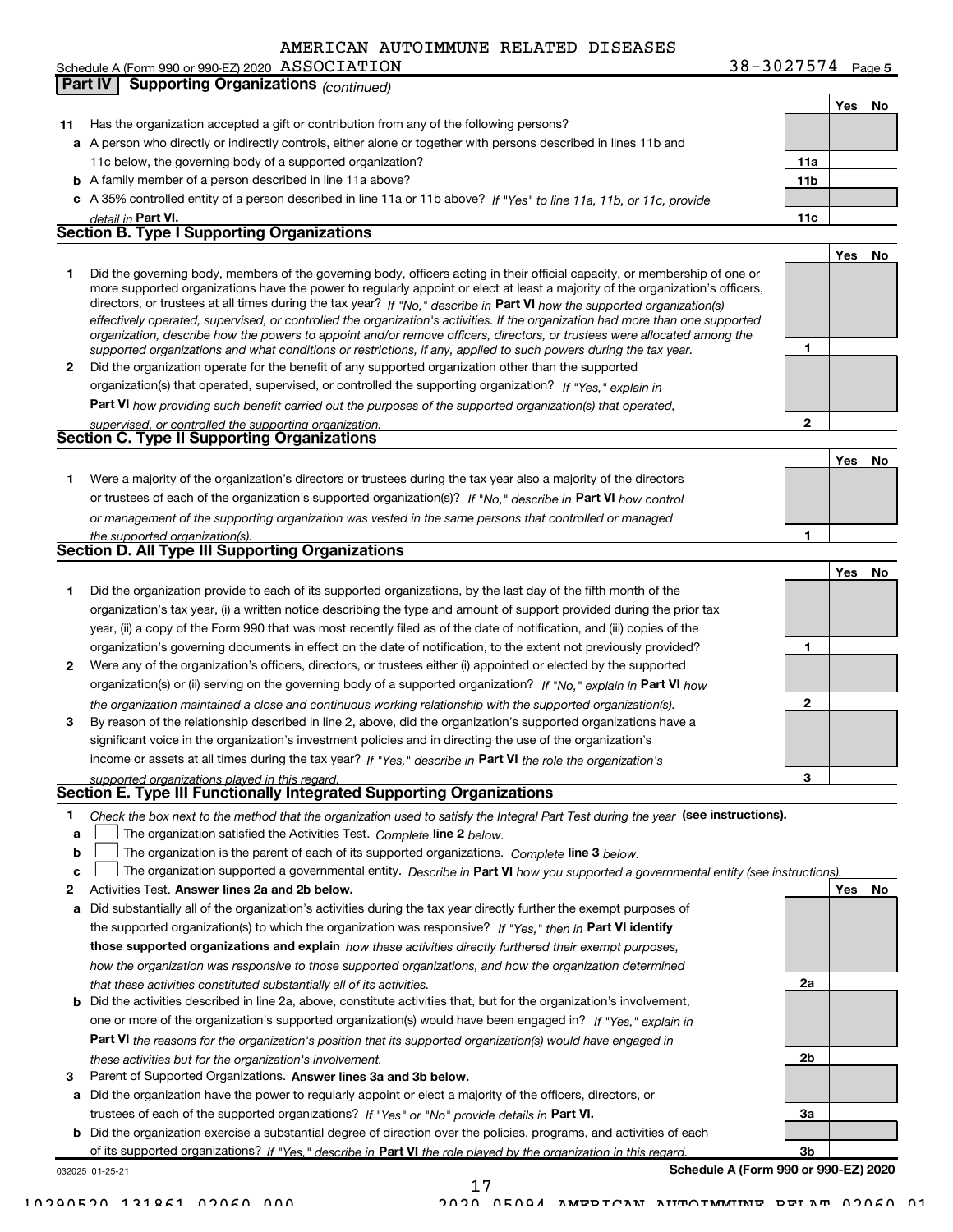Schedule A (Form 990 or 990-EZ) 2020 AMERICAN AUTOIMMUNE RELATED DISEASES ASSOCIATION 38-3027574 Page 5

## Part IV Supporting Organizations *(continued)*

| | | | Yes | No |
|---|---|---|---|---|
| **11** | Has the organization accepted a gift or contribution from any of the following persons? | | | |
| **a** | A person who directly or indirectly controls, either alone or together with persons described in lines 11b and 11c below, the governing body of a supported organization? | **11a** | | |
| **b** | A family member of a person described in line 11a above? | **11b** | | |
| **c** | A 35% controlled entity of a person described in line 11a or 11b above? *If "Yes" to line 11a, 11b, or 11c, provide detail in* **Part VI.** | **11c** | | |

### Section B. Type I Supporting Organizations

| | | | Yes | No |
|---|---|---|---|---|
| **1** | Did the governing body, members of the governing body, officers acting in their official capacity, or membership of one or more supported organizations have the power to regularly appoint or elect at least a majority of the organization's officers, directors, or trustees at all times during the tax year? *If "No," describe in* **Part VI** *how the supported organization(s) effectively operated, supervised, or controlled the organization's activities. If the organization had more than one supported organization, describe how the powers to appoint and/or remove officers, directors, or trustees were allocated among the supported organizations and what conditions or restrictions, if any, applied to such powers during the tax year.* | **1** | | |
| **2** | Did the organization operate for the benefit of any supported organization other than the supported organization(s) that operated, supervised, or controlled the supporting organization? *If "Yes," explain in* **Part VI** *how providing such benefit carried out the purposes of the supported organization(s) that operated, supervised, or controlled the supporting organization.* | **2** | | |

### Section C. Type II Supporting Organizations

| | | | Yes | No |
|---|---|---|---|---|
| **1** | Were a majority of the organization's directors or trustees during the tax year also a majority of the directors or trustees of each of the organization's supported organization(s)? *If "No," describe in* **Part VI** *how control or management of the supporting organization was vested in the same persons that controlled or managed the supported organization(s).* | **1** | | |

### Section D. All Type III Supporting Organizations

| | | | Yes | No |
|---|---|---|---|---|
| **1** | Did the organization provide to each of its supported organizations, by the last day of the fifth month of the organization's tax year, (i) a written notice describing the type and amount of support provided during the prior tax year, (ii) a copy of the Form 990 that was most recently filed as of the date of notification, and (iii) copies of the organization's governing documents in effect on the date of notification, to the extent not previously provided? | **1** | | |
| **2** | Were any of the organization's officers, directors, or trustees either (i) appointed or elected by the supported organization(s) or (ii) serving on the governing body of a supported organization? *If "No," explain in* **Part VI** *how the organization maintained a close and continuous working relationship with the supported organization(s).* | **2** | | |
| **3** | By reason of the relationship described in line 2, above, did the organization's supported organizations have a significant voice in the organization's investment policies and in directing the use of the organization's income or assets at all times during the tax year? *If "Yes," describe in* **Part VI** *the role the organization's supported organizations played in this regard.* | **3** | | |

### Section E. Type III Functionally Integrated Supporting Organizations

**1** *Check the box next to the method that the organization used to satisfy the Integral Part Test during the year* **(see instructions).**

- **a** ☐ The organization satisfied the Activities Test. *Complete* **line 2** *below.*
- **b** ☐ The organization is the parent of each of its supported organizations. *Complete* **line 3** *below.*
- **c** ☐ The organization supported a governmental entity. *Describe in* **Part VI** *how you supported a governmental entity (see instructions).*

| | | | Yes | No |
|---|---|---|---|---|
| **2** | Activities Test. **Answer lines 2a and 2b below.** | | | |
| **a** | Did substantially all of the organization's activities during the tax year directly further the exempt purposes of the supported organization(s) to which the organization was responsive? *If "Yes," then in* **Part VI identify those supported organizations and explain** *how these activities directly furthered their exempt purposes, how the organization was responsive to those supported organizations, and how the organization determined that these activities constituted substantially all of its activities.* | **2a** | | |
| **b** | Did the activities described in line 2a, above, constitute activities that, but for the organization's involvement, one or more of the organization's supported organization(s) would have been engaged in? *If "Yes," explain in* **Part VI** *the reasons for the organization's position that its supported organization(s) would have engaged in these activities but for the organization's involvement.* | **2b** | | |
| **3** | Parent of Supported Organizations. **Answer lines 3a and 3b below.** | | | |
| **a** | Did the organization have the power to regularly appoint or elect a majority of the officers, directors, or trustees of each of the supported organizations? *If "Yes" or "No" provide details in* **Part VI.** | **3a** | | |
| **b** | Did the organization exercise a substantial degree of direction over the policies, programs, and activities of each of its supported organizations? *If "Yes," describe in* **Part VI** *the role played by the organization in this regard.* | **3b** | | |

032025 01-25-21 **Schedule A (Form 990 or 990-EZ) 2020**

10290520 131861 02060.000 2020.05094 AMERICAN AUTOIMMUNE RELAT 02060.01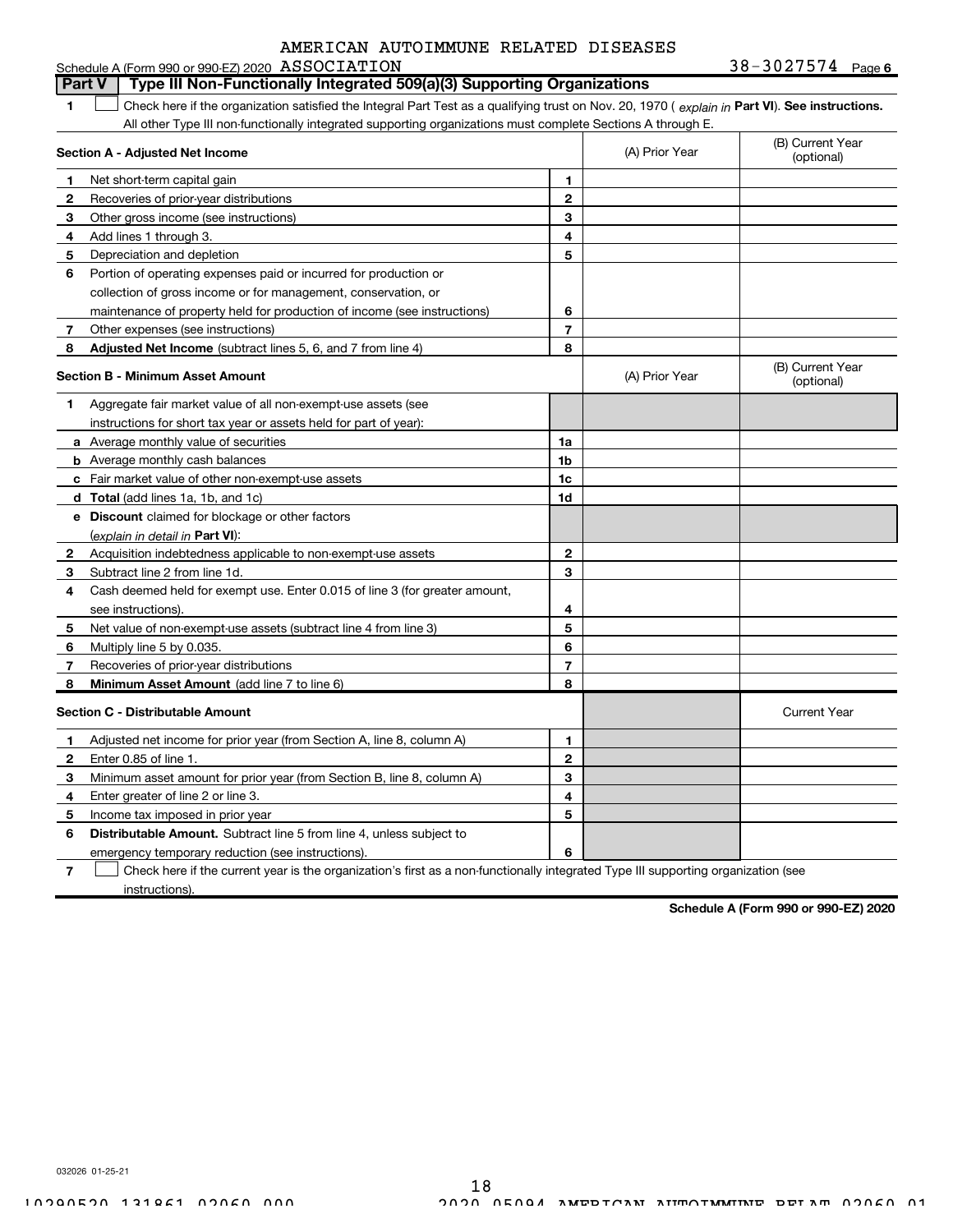AMERICAN AUTOIMMUNE RELATED DISEASES

Schedule A (Form 990 or 990-EZ) 2020 ASSOCIATION 38-3027574 Page 6

**Part V | Type III Non-Functionally Integrated 509(a)(3) Supporting Organizations**

**1** ☐ Check here if the organization satisfied the Integral Part Test as a qualifying trust on Nov. 20, 1970 ( *explain in* **Part VI**). **See instructions.** All other Type III non-functionally integrated supporting organizations must complete Sections A through E.

| **Section A - Adjusted Net Income** | | | (A) Prior Year | (B) Current Year (optional) |
|---|---|---|---|---|
| **1** | Net short-term capital gain | **1** | | |
| **2** | Recoveries of prior-year distributions | **2** | | |
| **3** | Other gross income (see instructions) | **3** | | |
| **4** | Add lines 1 through 3. | **4** | | |
| **5** | Depreciation and depletion | **5** | | |
| **6** | Portion of operating expenses paid or incurred for production or collection of gross income or for management, conservation, or maintenance of property held for production of income (see instructions) | **6** | | |
| **7** | Other expenses (see instructions) | **7** | | |
| **8** | **Adjusted Net Income** (subtract lines 5, 6, and 7 from line 4) | **8** | | |

| **Section B - Minimum Asset Amount** | | | (A) Prior Year | (B) Current Year (optional) |
|---|---|---|---|---|
| **1** | Aggregate fair market value of all non-exempt-use assets (see instructions for short tax year or assets held for part of year): | | | |
| **a** | Average monthly value of securities | **1a** | | |
| **b** | Average monthly cash balances | **1b** | | |
| **c** | Fair market value of other non-exempt-use assets | **1c** | | |
| **d** | **Total** (add lines 1a, 1b, and 1c) | **1d** | | |
| **e** | **Discount** claimed for blockage or other factors (*explain in detail in* **Part VI**): | | | |
| **2** | Acquisition indebtedness applicable to non-exempt-use assets | **2** | | |
| **3** | Subtract line 2 from line 1d. | **3** | | |
| **4** | Cash deemed held for exempt use. Enter 0.015 of line 3 (for greater amount, see instructions). | **4** | | |
| **5** | Net value of non-exempt-use assets (subtract line 4 from line 3) | **5** | | |
| **6** | Multiply line 5 by 0.035. | **6** | | |
| **7** | Recoveries of prior-year distributions | **7** | | |
| **8** | **Minimum Asset Amount** (add line 7 to line 6) | **8** | | |

| **Section C - Distributable Amount** | | | | Current Year |
|---|---|---|---|---|
| **1** | Adjusted net income for prior year (from Section A, line 8, column A) | **1** | | |
| **2** | Enter 0.85 of line 1. | **2** | | |
| **3** | Minimum asset amount for prior year (from Section B, line 8, column A) | **3** | | |
| **4** | Enter greater of line 2 or line 3. | **4** | | |
| **5** | Income tax imposed in prior year | **5** | | |
| **6** | **Distributable Amount.** Subtract line 5 from line 4, unless subject to emergency temporary reduction (see instructions). | **6** | | |

**7** ☐ Check here if the current year is the organization's first as a non-functionally integrated Type III supporting organization (see instructions).

**Schedule A (Form 990 or 990-EZ) 2020**

032026 01-25-21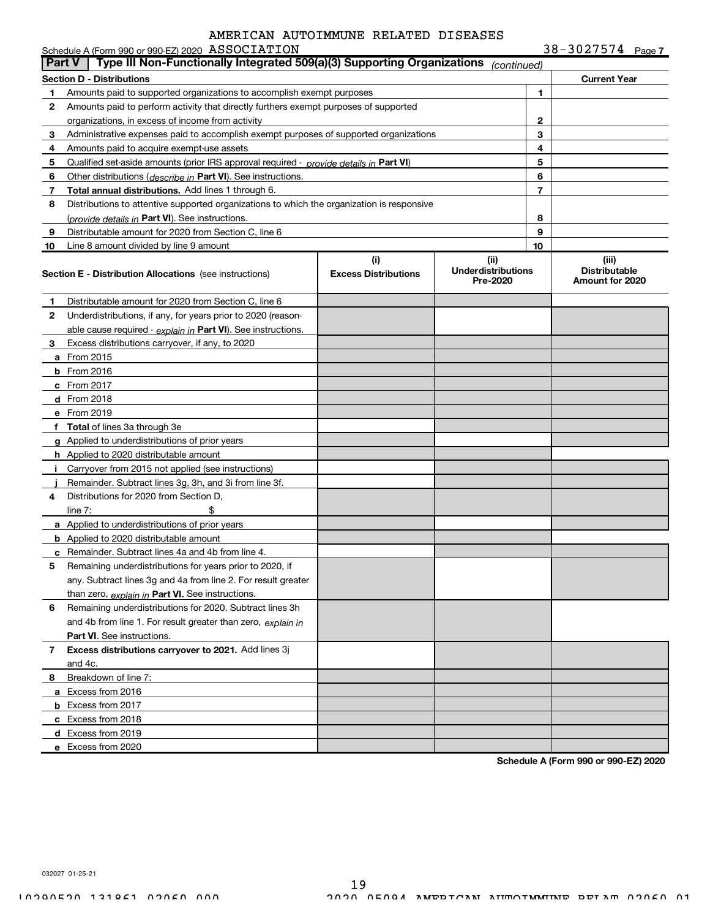AMERICAN AUTOIMMUNE RELATED DISEASES

Schedule A (Form 990 or 990-EZ) 2020 ASSOCIATION 38-3027574 Page 7

## Part V Type III Non-Functionally Integrated 509(a)(3) Supporting Organizations *(continued)*

| Section D - Distributions | | Current Year |
|---|---|---|
| **1** Amounts paid to supported organizations to accomplish exempt purposes | 1 | |
| **2** Amounts paid to perform activity that directly furthers exempt purposes of supported organizations, in excess of income from activity | 2 | |
| **3** Administrative expenses paid to accomplish exempt purposes of supported organizations | 3 | |
| **4** Amounts paid to acquire exempt-use assets | 4 | |
| **5** Qualified set-aside amounts (prior IRS approval required - *provide details in* **Part VI**) | 5 | |
| **6** Other distributions (*describe in* **Part VI**). See instructions. | 6 | |
| **7** **Total annual distributions.** Add lines 1 through 6. | 7 | |
| **8** Distributions to attentive supported organizations to which the organization is responsive (*provide details in* **Part VI**). See instructions. | 8 | |
| **9** Distributable amount for 2020 from Section C, line 6 | 9 | |
| **10** Line 8 amount divided by line 9 amount | 10 | |

| Section E - Distribution Allocations (see instructions) | (i) Excess Distributions | (ii) Underdistributions Pre-2020 | (iii) Distributable Amount for 2020 |
|---|---|---|---|
| **1** Distributable amount for 2020 from Section C, line 6 | | | |
| **2** Underdistributions, if any, for years prior to 2020 (reasonable cause required - *explain in* **Part VI**). See instructions. | | | |
| **3** Excess distributions carryover, if any, to 2020 | | | |
| **a** From 2015 | | | |
| **b** From 2016 | | | |
| **c** From 2017 | | | |
| **d** From 2018 | | | |
| **e** From 2019 | | | |
| **f** **Total** of lines 3a through 3e | | | |
| **g** Applied to underdistributions of prior years | | | |
| **h** Applied to 2020 distributable amount | | | |
| **i** Carryover from 2015 not applied (see instructions) | | | |
| **j** Remainder. Subtract lines 3g, 3h, and 3i from line 3f. | | | |
| **4** Distributions for 2020 from Section D, line 7: $ | | | |
| **a** Applied to underdistributions of prior years | | | |
| **b** Applied to 2020 distributable amount | | | |
| **c** Remainder. Subtract lines 4a and 4b from line 4. | | | |
| **5** Remaining underdistributions for years prior to 2020, if any. Subtract lines 3g and 4a from line 2. For result greater than zero, *explain in* **Part VI.** See instructions. | | | |
| **6** Remaining underdistributions for 2020. Subtract lines 3h and 4b from line 1. For result greater than zero, *explain in* **Part VI**. See instructions. | | | |
| **7** **Excess distributions carryover to 2021.** Add lines 3j and 4c. | | | |
| **8** Breakdown of line 7: | | | |
| **a** Excess from 2016 | | | |
| **b** Excess from 2017 | | | |
| **c** Excess from 2018 | | | |
| **d** Excess from 2019 | | | |
| **e** Excess from 2020 | | | |

**Schedule A (Form 990 or 990-EZ) 2020**

032027 01-25-21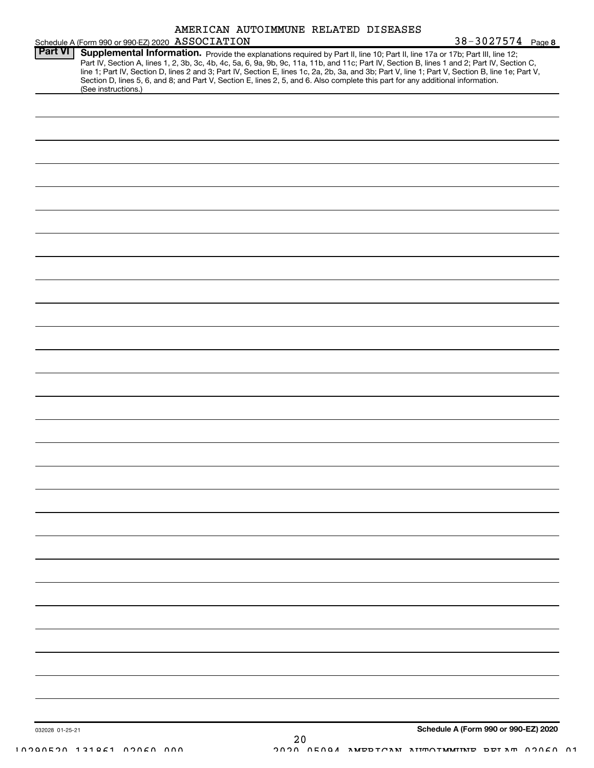AMERICAN AUTOIMMUNE RELATED DISEASES

Schedule A (Form 990 or 990-EZ) 2020 ASSOCIATION 38-3027574 Page 8

**Part VI** **Supplemental Information.** Provide the explanations required by Part II, line 10; Part II, line 17a or 17b; Part III, line 12; Part IV, Section A, lines 1, 2, 3b, 3c, 4b, 4c, 5a, 6, 9a, 9b, 9c, 11a, 11b, and 11c; Part IV, Section B, lines 1 and 2; Part IV, Section C, line 1; Part IV, Section D, lines 2 and 3; Part IV, Section E, lines 1c, 2a, 2b, 3a, and 3b; Part V, line 1; Part V, Section B, line 1e; Part V, Section D, lines 5, 6, and 8; and Part V, Section E, lines 2, 5, and 6. Also complete this part for any additional information. (See instructions.)

032028 01-25-21

**Schedule A (Form 990 or 990-EZ) 2020**

10290520 131861 02060.000 2020.05094 AMERICAN AUTOIMMUNE RELAT 02060.01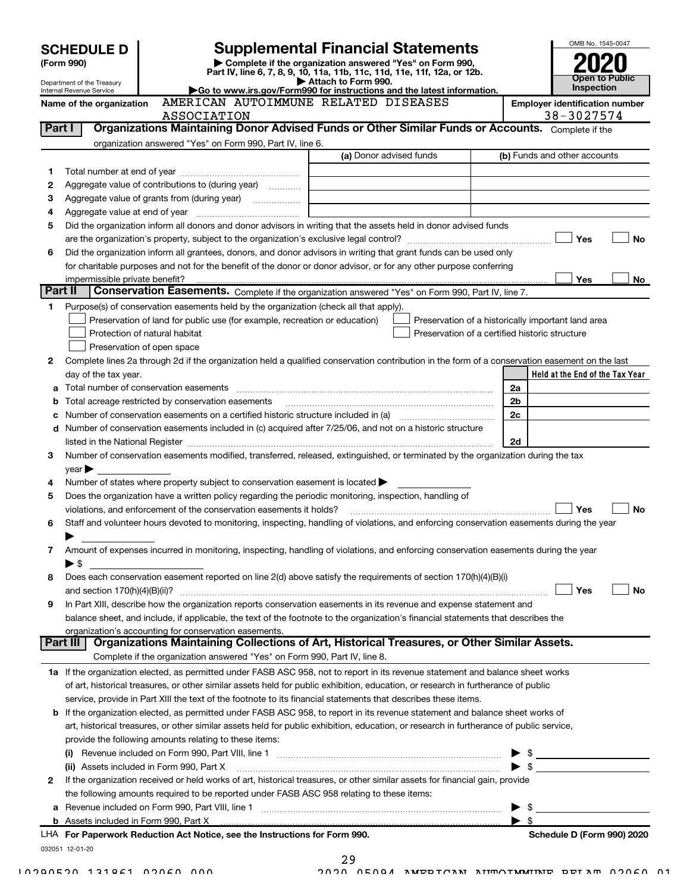# SCHEDULE D (Form 990)

Department of the Treasury
Internal Revenue Service

## Supplemental Financial Statements

▶ Complete if the organization answered "Yes" on Form 990, Part IV, line 6, 7, 8, 9, 10, 11a, 11b, 11c, 11d, 11e, 11f, 12a, or 12b.
▶ Attach to Form 990.
▶ Go to www.irs.gov/Form990 for instructions and the latest information.

OMB No. 1545-0047
**2020**
**Open to Public Inspection**

**Name of the organization** AMERICAN AUTOIMMUNE RELATED DISEASES ASSOCIATION

**Employer identification number** 38-3027574

### Part I — Organizations Maintaining Donor Advised Funds or Other Similar Funds or Accounts. Complete if the organization answered "Yes" on Form 990, Part IV, line 6.

| | | (a) Donor advised funds | (b) Funds and other accounts |
|---|---|---|---|
| 1 | Total number at end of year | | |
| 2 | Aggregate value of contributions to (during year) | | |
| 3 | Aggregate value of grants from (during year) | | |
| 4 | Aggregate value at end of year | | |

5 Did the organization inform all donors and donor advisors in writing that the assets held in donor advised funds are the organization's property, subject to the organization's exclusive legal control? ☐ Yes ☐ No

6 Did the organization inform all grantees, donors, and donor advisors in writing that grant funds can be used only for charitable purposes and not for the benefit of the donor or donor advisor, or for any other purpose conferring impermissible private benefit? ☐ Yes ☐ No

### Part II — Conservation Easements. Complete if the organization answered "Yes" on Form 990, Part IV, line 7.

1 Purpose(s) of conservation easements held by the organization (check all that apply).

☐ Preservation of land for public use (for example, recreation or education)
☐ Protection of natural habitat
☐ Preservation of open space
☐ Preservation of a historically important land area
☐ Preservation of a certified historic structure

2 Complete lines 2a through 2d if the organization held a qualified conservation contribution in the form of a conservation easement on the last day of the tax year.

| | | | Held at the End of the Tax Year |
|---|---|---|---|
| a | Total number of conservation easements | 2a | |
| b | Total acreage restricted by conservation easements | 2b | |
| c | Number of conservation easements on a certified historic structure included in (a) | 2c | |
| d | Number of conservation easements included in (c) acquired after 7/25/06, and not on a historic structure listed in the National Register | 2d | |

3 Number of conservation easements modified, transferred, released, extinguished, or terminated by the organization during the tax year ▶

4 Number of states where property subject to conservation easement is located ▶

5 Does the organization have a written policy regarding the periodic monitoring, inspection, handling of violations, and enforcement of the conservation easements it holds? ☐ Yes ☐ No

6 Staff and volunteer hours devoted to monitoring, inspecting, handling of violations, and enforcing conservation easements during the year ▶

7 Amount of expenses incurred in monitoring, inspecting, handling of violations, and enforcing conservation easements during the year ▶ $

8 Does each conservation easement reported on line 2(d) above satisfy the requirements of section 170(h)(4)(B)(i) and section 170(h)(4)(B)(ii)? ☐ Yes ☐ No

9 In Part XIII, describe how the organization reports conservation easements in its revenue and expense statement and balance sheet, and include, if applicable, the text of the footnote to the organization's financial statements that describes the organization's accounting for conservation easements.

### Part III — Organizations Maintaining Collections of Art, Historical Treasures, or Other Similar Assets. Complete if the organization answered "Yes" on Form 990, Part IV, line 8.

1a If the organization elected, as permitted under FASB ASC 958, not to report in its revenue statement and balance sheet works of art, historical treasures, or other similar assets held for public exhibition, education, or research in furtherance of public service, provide in Part XIII the text of the footnote to its financial statements that describes these items.

b If the organization elected, as permitted under FASB ASC 958, to report in its revenue statement and balance sheet works of art, historical treasures, or other similar assets held for public exhibition, education, or research in furtherance of public service, provide the following amounts relating to these items:

(i) Revenue included on Form 990, Part VIII, line 1 ▶ $

(ii) Assets included in Form 990, Part X ▶ $

2 If the organization received or held works of art, historical treasures, or other similar assets for financial gain, provide the following amounts required to be reported under FASB ASC 958 relating to these items:

a Revenue included on Form 990, Part VIII, line 1 ▶ $

b Assets included in Form 990, Part X ▶ $

LHA **For Paperwork Reduction Act Notice, see the Instructions for Form 990.** **Schedule D (Form 990) 2020**

032051 12-01-20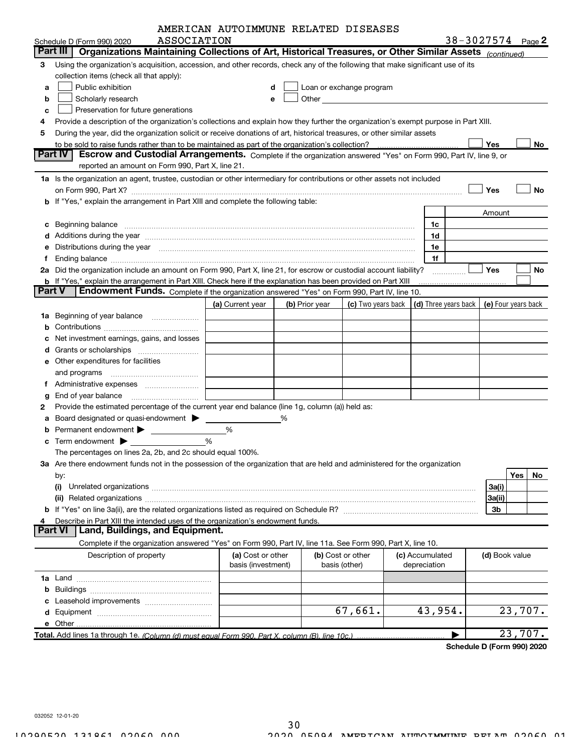AMERICAN AUTOIMMUNE RELATED DISEASES ASSOCIATION

Schedule D (Form 990) 2020 — 38-3027574 Page **2**

## Part III Organizations Maintaining Collections of Art, Historical Treasures, or Other Similar Assets *(continued)*

**3** Using the organization's acquisition, accession, and other records, check any of the following that make significant use of its collection items (check all that apply):

- **a** ☐ Public exhibition
- **b** ☐ Scholarly research
- **c** ☐ Preservation for future generations
- **d** ☐ Loan or exchange program
- **e** ☐ Other

**4** Provide a description of the organization's collections and explain how they further the organization's exempt purpose in Part XIII.

**5** During the year, did the organization solicit or receive donations of art, historical treasures, or other similar assets to be sold to raise funds rather than to be maintained as part of the organization's collection? ☐ Yes ☐ No

## Part IV Escrow and Custodial Arrangements.

Complete if the organization answered "Yes" on Form 990, Part IV, line 9, or reported an amount on Form 990, Part X, line 21.

**1a** Is the organization an agent, trustee, custodian or other intermediary for contributions or other assets not included on Form 990, Part X? ☐ Yes ☐ No

**b** If "Yes," explain the arrangement in Part XIII and complete the following table:

| | | | Amount |
|---|---|---|---|
| **c** | Beginning balance | 1c | |
| **d** | Additions during the year | 1d | |
| **e** | Distributions during the year | 1e | |
| **f** | Ending balance | 1f | |

**2a** Did the organization include an amount on Form 990, Part X, line 21, for escrow or custodial account liability? ☐ Yes ☐ No

**b** If "Yes," explain the arrangement in Part XIII. Check here if the explanation has been provided on Part XIII ☐

## Part V Endowment Funds.

Complete if the organization answered "Yes" on Form 990, Part IV, line 10.

| | (a) Current year | (b) Prior year | (c) Two years back | (d) Three years back | (e) Four years back |
|---|---|---|---|---|---|
| **1a** Beginning of year balance | | | | | |
| **b** Contributions | | | | | |
| **c** Net investment earnings, gains, and losses | | | | | |
| **d** Grants or scholarships | | | | | |
| **e** Other expenditures for facilities and programs | | | | | |
| **f** Administrative expenses | | | | | |
| **g** End of year balance | | | | | |

**2** Provide the estimated percentage of the current year end balance (line 1g, column (a)) held as:

- **a** Board designated or quasi-endowment ▶ \_\_\_\_ %
- **b** Permanent endowment ▶ \_\_\_\_ %
- **c** Term endowment ▶ \_\_\_\_ %

The percentages on lines 2a, 2b, and 2c should equal 100%.

**3a** Are there endowment funds not in the possession of the organization that are held and administered for the organization by:

| | | Yes | No |
|---|---|---|---|
| (i) Unrelated organizations | 3a(i) | | |
| (ii) Related organizations | 3a(ii) | | |
| **b** If "Yes" on line 3a(ii), are the related organizations listed as required on Schedule R? | 3b | | |

**4** Describe in Part XIII the intended uses of the organization's endowment funds.

## Part VI Land, Buildings, and Equipment.

Complete if the organization answered "Yes" on Form 990, Part IV, line 11a. See Form 990, Part X, line 10.

| Description of property | (a) Cost or other basis (investment) | (b) Cost or other basis (other) | (c) Accumulated depreciation | (d) Book value |
|---|---|---|---|---|
| **1a** Land | | | | |
| **b** Buildings | | | | |
| **c** Leasehold improvements | | | | |
| **d** Equipment | | 67,661. | 43,954. | 23,707. |
| **e** Other | | | | |
| **Total.** Add lines 1a through 1e. *(Column (d) must equal Form 990, Part X, column (B), line 10c.)* | | | | 23,707. |

**Schedule D (Form 990) 2020**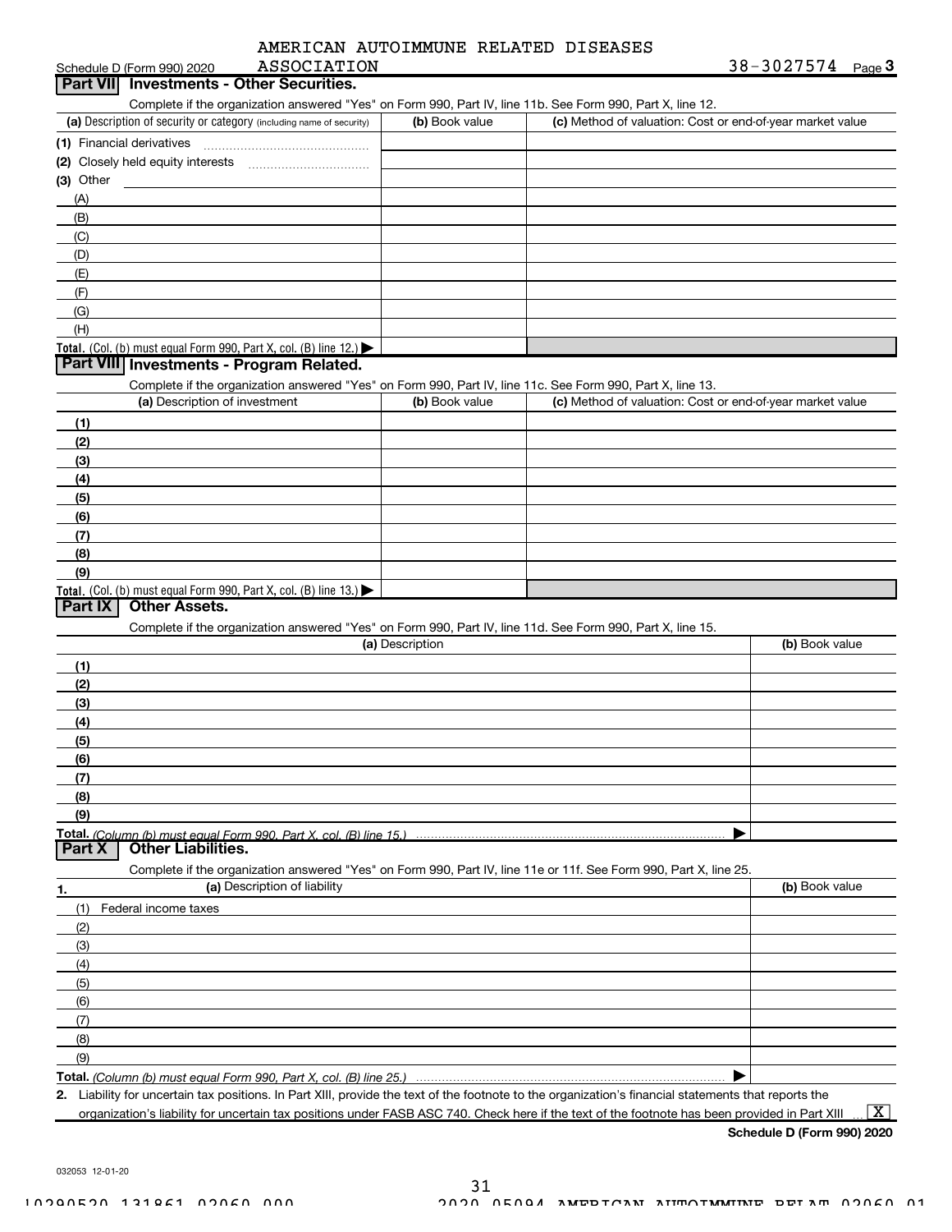AMERICAN AUTOIMMUNE RELATED DISEASES ASSOCIATION

Schedule D (Form 990) 2020 — 38-3027574 Page **3**

## Part VII Investments - Other Securities.

Complete if the organization answered "Yes" on Form 990, Part IV, line 11b. See Form 990, Part X, line 12.

| (a) Description of security or category (including name of security) | (b) Book value | (c) Method of valuation: Cost or end-of-year market value |
|---|---|---|
| (1) Financial derivatives | | |
| (2) Closely held equity interests | | |
| (3) Other | | |
| (A) | | |
| (B) | | |
| (C) | | |
| (D) | | |
| (E) | | |
| (F) | | |
| (G) | | |
| (H) | | |
| **Total.** (Col. (b) must equal Form 990, Part X, col. (B) line 12.) ▶ | | |

## Part VIII Investments - Program Related.

Complete if the organization answered "Yes" on Form 990, Part IV, line 11c. See Form 990, Part X, line 13.

| (a) Description of investment | (b) Book value | (c) Method of valuation: Cost or end-of-year market value |
|---|---|---|
| (1) | | |
| (2) | | |
| (3) | | |
| (4) | | |
| (5) | | |
| (6) | | |
| (7) | | |
| (8) | | |
| (9) | | |
| **Total.** (Col. (b) must equal Form 990, Part X, col. (B) line 13.) ▶ | | |

## Part IX Other Assets.

Complete if the organization answered "Yes" on Form 990, Part IV, line 11d. See Form 990, Part X, line 15.

| (a) Description | (b) Book value |
|---|---|
| (1) | |
| (2) | |
| (3) | |
| (4) | |
| (5) | |
| (6) | |
| (7) | |
| (8) | |
| (9) | |
| **Total.** *(Column (b) must equal Form 990, Part X, col. (B) line 15.)* ▶ | |

## Part X Other Liabilities.

Complete if the organization answered "Yes" on Form 990, Part IV, line 11e or 11f. See Form 990, Part X, line 25.

| 1. (a) Description of liability | (b) Book value |
|---|---|
| (1) Federal income taxes | |
| (2) | |
| (3) | |
| (4) | |
| (5) | |
| (6) | |
| (7) | |
| (8) | |
| (9) | |
| **Total.** *(Column (b) must equal Form 990, Part X, col. (B) line 25.)* ▶ | |

**2.** Liability for uncertain tax positions. In Part XIII, provide the text of the footnote to the organization's financial statements that reports the organization's liability for uncertain tax positions under FASB ASC 740. Check here if the text of the footnote has been provided in Part XIII ... [X]

**Schedule D (Form 990) 2020**

032053 12-01-20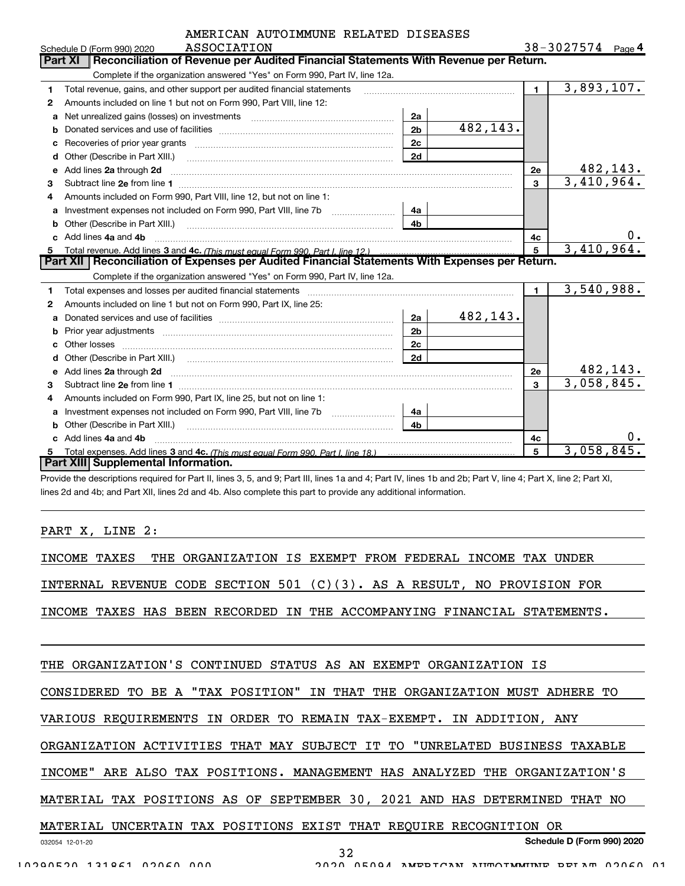AMERICAN AUTOIMMUNE RELATED DISEASES ASSOCIATION

Schedule D (Form 990) 2020 — 38-3027574 Page 4

## Part XI Reconciliation of Revenue per Audited Financial Statements With Revenue per Return.

Complete if the organization answered "Yes" on Form 990, Part IV, line 12a.

| | | | | | |
|---|---|---|---|---|---|
| 1 | Total revenue, gains, and other support per audited financial statements | | | 1 | 3,893,107. |
| 2 | Amounts included on line 1 but not on Form 990, Part VIII, line 12: | | | | |
| a | Net unrealized gains (losses) on investments | 2a | | | |
| b | Donated services and use of facilities | 2b | 482,143. | | |
| c | Recoveries of prior year grants | 2c | | | |
| d | Other (Describe in Part XIII.) | 2d | | | |
| e | Add lines 2a through 2d | | | 2e | 482,143. |
| 3 | Subtract line 2e from line 1 | | | 3 | 3,410,964. |
| 4 | Amounts included on Form 990, Part VIII, line 12, but not on line 1: | | | | |
| a | Investment expenses not included on Form 990, Part VIII, line 7b | 4a | | | |
| b | Other (Describe in Part XIII.) | 4b | | | |
| c | Add lines 4a and 4b | | | 4c | 0. |
| 5 | Total revenue. Add lines 3 and 4c. *(This must equal Form 990, Part I, line 12.)* | | | 5 | 3,410,964. |

## Part XII Reconciliation of Expenses per Audited Financial Statements With Expenses per Return.

Complete if the organization answered "Yes" on Form 990, Part IV, line 12a.

| | | | | | |
|---|---|---|---|---|---|
| 1 | Total expenses and losses per audited financial statements | | | 1 | 3,540,988. |
| 2 | Amounts included on line 1 but not on Form 990, Part IX, line 25: | | | | |
| a | Donated services and use of facilities | 2a | 482,143. | | |
| b | Prior year adjustments | 2b | | | |
| c | Other losses | 2c | | | |
| d | Other (Describe in Part XIII.) | 2d | | | |
| e | Add lines 2a through 2d | | | 2e | 482,143. |
| 3 | Subtract line 2e from line 1 | | | 3 | 3,058,845. |
| 4 | Amounts included on Form 990, Part IX, line 25, but not on line 1: | | | | |
| a | Investment expenses not included on Form 990, Part VIII, line 7b | 4a | | | |
| b | Other (Describe in Part XIII.) | 4b | | | |
| c | Add lines 4a and 4b | | | 4c | 0. |
| 5 | Total expenses. Add lines 3 and 4c. *(This must equal Form 990, Part I, line 18.)* | | | 5 | 3,058,845. |

## Part XIII Supplemental Information.

Provide the descriptions required for Part II, lines 3, 5, and 9; Part III, lines 1a and 4; Part IV, lines 1b and 2b; Part V, line 4; Part X, line 2; Part XI, lines 2d and 4b; and Part XII, lines 2d and 4b. Also complete this part to provide any additional information.

PART X, LINE 2:

INCOME TAXES THE ORGANIZATION IS EXEMPT FROM FEDERAL INCOME TAX UNDER INTERNAL REVENUE CODE SECTION 501 (C)(3). AS A RESULT, NO PROVISION FOR INCOME TAXES HAS BEEN RECORDED IN THE ACCOMPANYING FINANCIAL STATEMENTS.

THE ORGANIZATION'S CONTINUED STATUS AS AN EXEMPT ORGANIZATION IS CONSIDERED TO BE A "TAX POSITION" IN THAT THE ORGANIZATION MUST ADHERE TO VARIOUS REQUIREMENTS IN ORDER TO REMAIN TAX-EXEMPT. IN ADDITION, ANY ORGANIZATION ACTIVITIES THAT MAY SUBJECT IT TO "UNRELATED BUSINESS TAXABLE INCOME" ARE ALSO TAX POSITIONS. MANAGEMENT HAS ANALYZED THE ORGANIZATION'S MATERIAL TAX POSITIONS AS OF SEPTEMBER 30, 2021 AND HAS DETERMINED THAT NO MATERIAL UNCERTAIN TAX POSITIONS EXIST THAT REQUIRE RECOGNITION OR

032054 12-01-20 — Schedule D (Form 990) 2020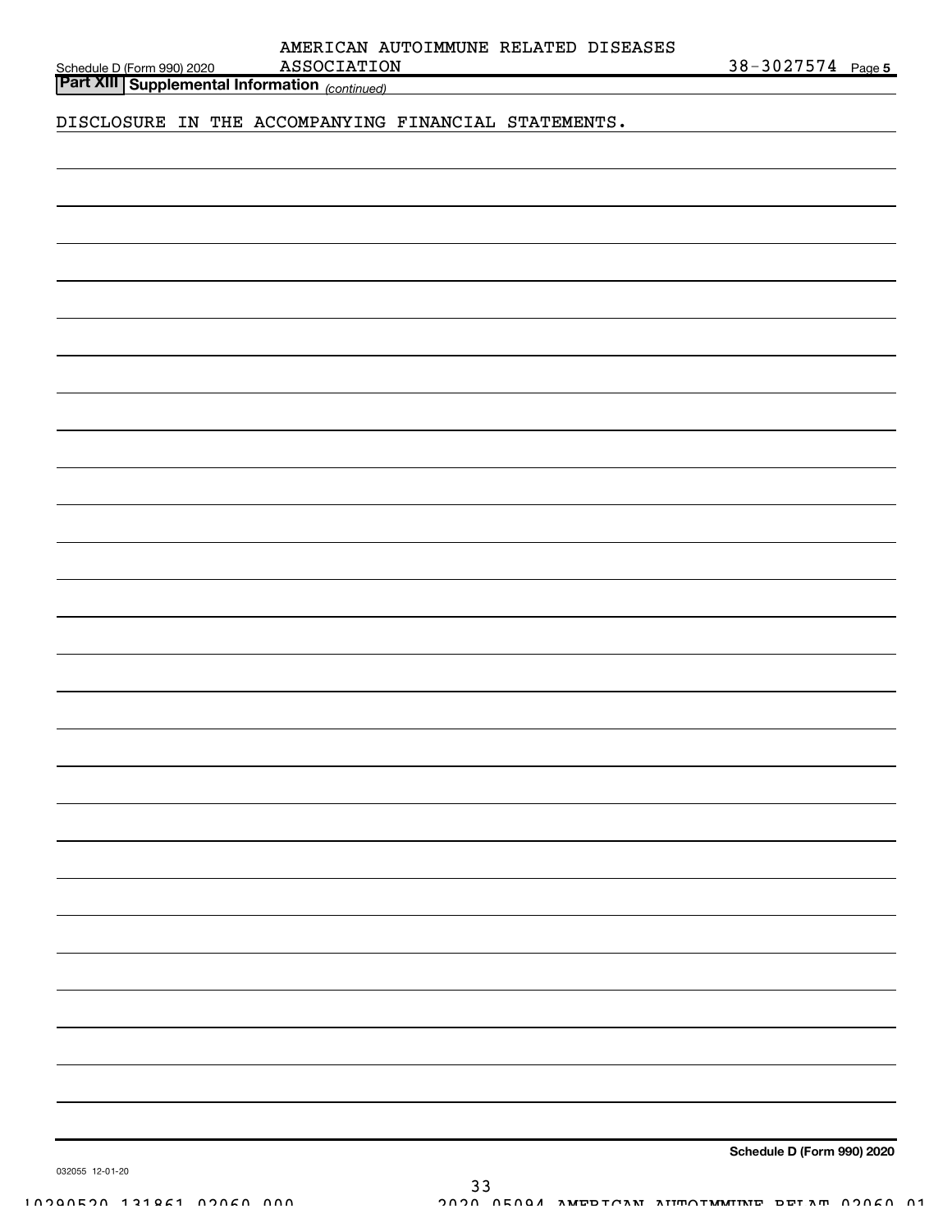## Part XIII Supplemental Information *(continued)*

DISCLOSURE IN THE ACCOMPANYING FINANCIAL STATEMENTS.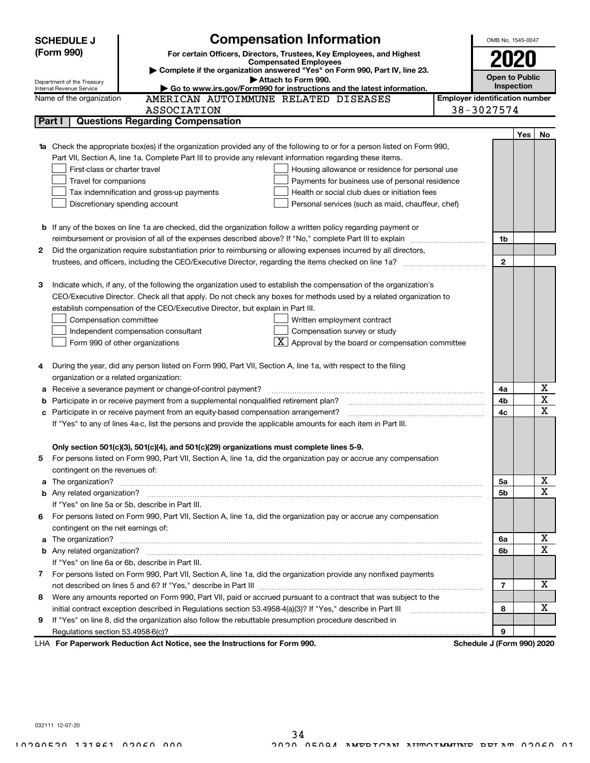# SCHEDULE J (Form 990)

Department of the Treasury
Internal Revenue Service

## Compensation Information

**For certain Officers, Directors, Trustees, Key Employees, and Highest Compensated Employees**

▶ Complete if the organization answered "Yes" on Form 990, Part IV, line 23.
▶ Attach to Form 990.
▶ Go to www.irs.gov/Form990 for instructions and the latest information.

OMB No. 1545-0047

**2020**

**Open to Public Inspection**

Name of the organization: AMERICAN AUTOIMMUNE RELATED DISEASES ASSOCIATION

Employer identification number: 38-3027574

## Part I | Questions Regarding Compensation

| | | | Yes | No |
|---|---|---|---|---|
| **1a** | Check the appropriate box(es) if the organization provided any of the following to or for a person listed on Form 990, Part VII, Section A, line 1a. Complete Part III to provide any relevant information regarding these items.<br>☐ First-class or charter travel ☐ Housing allowance or residence for personal use<br>☐ Travel for companions ☐ Payments for business use of personal residence<br>☐ Tax indemnification and gross-up payments ☐ Health or social club dues or initiation fees<br>☐ Discretionary spending account ☐ Personal services (such as maid, chauffeur, chef) | | | |
| **b** | If any of the boxes on line 1a are checked, did the organization follow a written policy regarding payment or reimbursement or provision of all of the expenses described above? If "No," complete Part III to explain | 1b | | |
| **2** | Did the organization require substantiation prior to reimbursing or allowing expenses incurred by all directors, trustees, and officers, including the CEO/Executive Director, regarding the items checked on line 1a? | 2 | | |
| **3** | Indicate which, if any, of the following the organization used to establish the compensation of the organization's CEO/Executive Director. Check all that apply. Do not check any boxes for methods used by a related organization to establish compensation of the CEO/Executive Director, but explain in Part III.<br>☐ Compensation committee ☐ Written employment contract<br>☐ Independent compensation consultant ☐ Compensation survey or study<br>☐ Form 990 of other organizations ☒ Approval by the board or compensation committee | | | |
| **4** | During the year, did any person listed on Form 990, Part VII, Section A, line 1a, with respect to the filing organization or a related organization: | | | |
| **a** | Receive a severance payment or change-of-control payment? | 4a | | X |
| **b** | Participate in or receive payment from a supplemental nonqualified retirement plan? | 4b | | X |
| **c** | Participate in or receive payment from an equity-based compensation arrangement? | 4c | | X |
| | If "Yes" to any of lines 4a-c, list the persons and provide the applicable amounts for each item in Part III. | | | |
| | **Only section 501(c)(3), 501(c)(4), and 501(c)(29) organizations must complete lines 5-9.** | | | |
| **5** | For persons listed on Form 990, Part VII, Section A, line 1a, did the organization pay or accrue any compensation contingent on the revenues of: | | | |
| **a** | The organization? | 5a | | X |
| **b** | Any related organization? | 5b | | X |
| | If "Yes" on line 5a or 5b, describe in Part III. | | | |
| **6** | For persons listed on Form 990, Part VII, Section A, line 1a, did the organization pay or accrue any compensation contingent on the net earnings of: | | | |
| **a** | The organization? | 6a | | X |
| **b** | Any related organization? | 6b | | X |
| | If "Yes" on line 6a or 6b, describe in Part III. | | | |
| **7** | For persons listed on Form 990, Part VII, Section A, line 1a, did the organization provide any nonfixed payments not described on lines 5 and 6? If "Yes," describe in Part III | 7 | | X |
| **8** | Were any amounts reported on Form 990, Part VII, paid or accrued pursuant to a contract that was subject to the initial contract exception described in Regulations section 53.4958-4(a)(3)? If "Yes," describe in Part III | 8 | | X |
| **9** | If "Yes" on line 8, did the organization also follow the rebuttable presumption procedure described in Regulations section 53.4958-6(c)? | 9 | | |

LHA **For Paperwork Reduction Act Notice, see the Instructions for Form 990.** **Schedule J (Form 990) 2020**

032111 12-07-20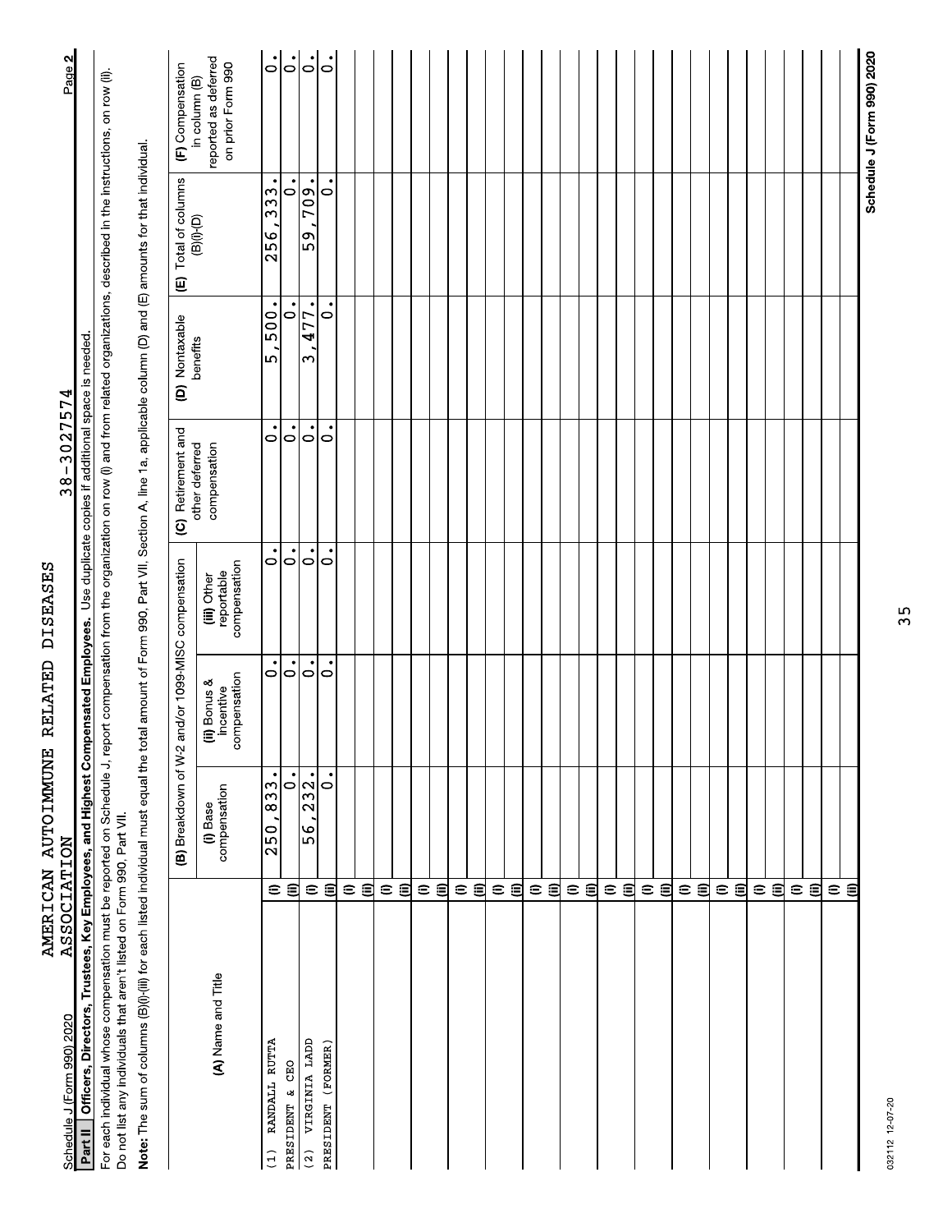Schedule J (Form 990) 2020 AMERICAN AUTOIMMUNE RELATED DISEASES ASSOCIATION 38-3027574 Page 2

**Part II Officers, Directors, Trustees, Key Employees, and Highest Compensated Employees.** Use duplicate copies if additional space is needed.

For each individual whose compensation must be reported on Schedule J, report compensation from the organization on row (i) and from related organizations, described in the instructions, on row (ii). Do not list any individuals that aren't listed on Form 990, Part VII.

**Note:** The sum of columns (B)(i)-(iii) for each listed individual must equal the total amount of Form 990, Part VII, Section A, line 1a, applicable column (D) and (E) amounts for that individual.

| (A) Name and Title | | (B) Breakdown of W-2 and/or 1099-MISC compensation | | | (C) Retirement and other deferred compensation | (D) Nontaxable benefits | (E) Total of columns (B)(i)-(D) | (F) Compensation in column (B) reported as deferred on prior Form 990 |
|---|---|---|---|---|---|---|---|---|
| | | (i) Base compensation | (ii) Bonus & incentive compensation | (iii) Other reportable compensation | | | | |
| (1) RANDALL RUTTA | (i) | 250,833. | 0. | 0. | 0. | 5,500. | 256,333. | 0. |
| PRESIDENT & CEO | (ii) | 0. | 0. | 0. | 0. | 0. | 0. | 0. |
| (2) VIRGINIA LADD | (i) | 56,232. | 0. | 0. | 0. | 3,477. | 59,709. | 0. |
| PRESIDENT (FORMER) | (ii) | 0. | 0. | 0. | 0. | 0. | 0. | 0. |

Schedule J (Form 990) 2020

032112 12-07-20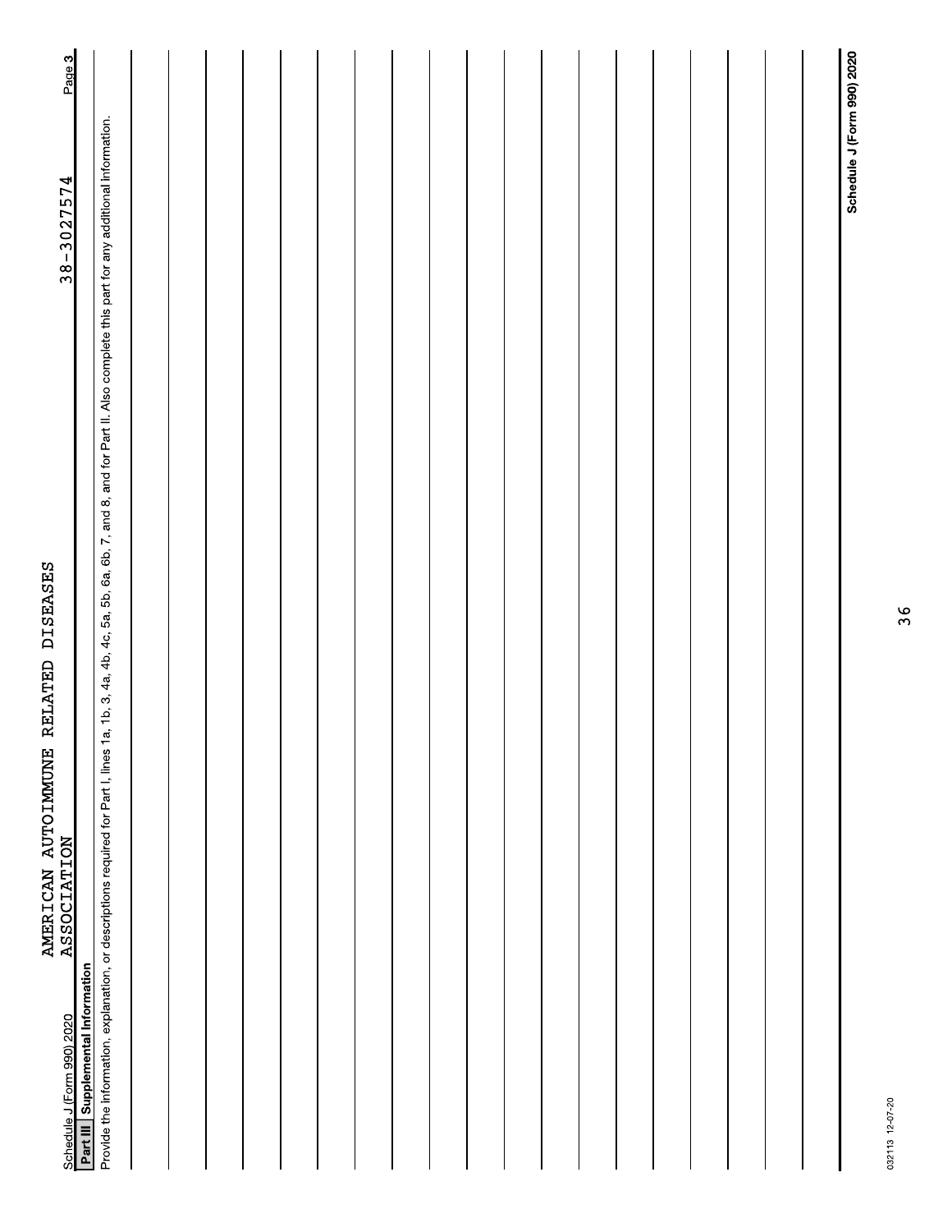AMERICAN AUTOIMMUNE RELATED DISEASES ASSOCIATION

38-3027574

## Part III Supplemental Information

Provide the information, explanation, or descriptions required for Part I, lines 1a, 1b, 3, 4a, 4b, 4c, 5a, 5b, 6a, 6b, 7, and 8, and for Part II. Also complete this part for any additional information.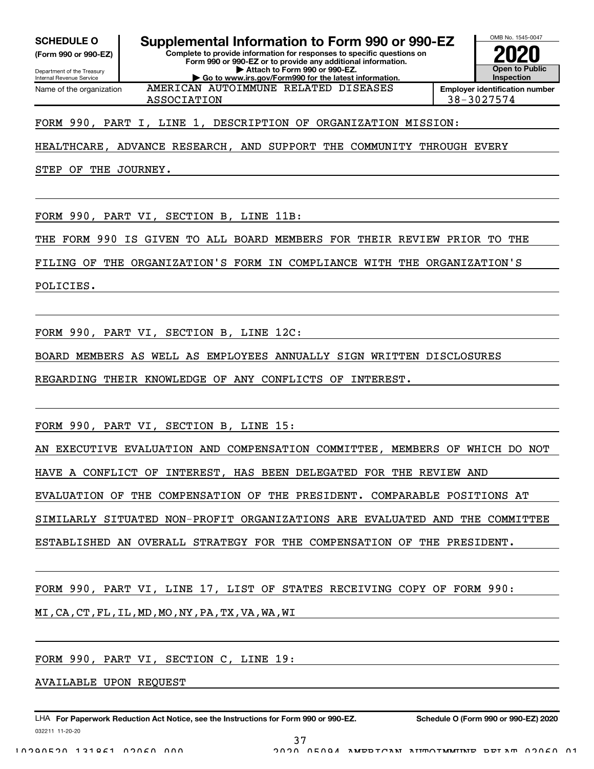**SCHEDULE O** (Form 990 or 990-EZ)

Department of the Treasury
Internal Revenue Service

# Supplemental Information to Form 990 or 990-EZ

**Complete to provide information for responses to specific questions on Form 990 or 990-EZ or to provide any additional information.**
**▶ Attach to Form 990 or 990-EZ.**
**▶ Go to www.irs.gov/Form990 for the latest information.**

OMB No. 1545-0047

**2020**

**Open to Public Inspection**

Name of the organization: AMERICAN AUTOIMMUNE RELATED DISEASES ASSOCIATION

**Employer identification number:** 38-3027574

FORM 990, PART I, LINE 1, DESCRIPTION OF ORGANIZATION MISSION:

HEALTHCARE, ADVANCE RESEARCH, AND SUPPORT THE COMMUNITY THROUGH EVERY STEP OF THE JOURNEY.

FORM 990, PART VI, SECTION B, LINE 11B:

THE FORM 990 IS GIVEN TO ALL BOARD MEMBERS FOR THEIR REVIEW PRIOR TO THE FILING OF THE ORGANIZATION'S FORM IN COMPLIANCE WITH THE ORGANIZATION'S POLICIES.

FORM 990, PART VI, SECTION B, LINE 12C:

BOARD MEMBERS AS WELL AS EMPLOYEES ANNUALLY SIGN WRITTEN DISCLOSURES REGARDING THEIR KNOWLEDGE OF ANY CONFLICTS OF INTEREST.

FORM 990, PART VI, SECTION B, LINE 15:

AN EXECUTIVE EVALUATION AND COMPENSATION COMMITTEE, MEMBERS OF WHICH DO NOT HAVE A CONFLICT OF INTEREST, HAS BEEN DELEGATED FOR THE REVIEW AND EVALUATION OF THE COMPENSATION OF THE PRESIDENT. COMPARABLE POSITIONS AT SIMILARLY SITUATED NON-PROFIT ORGANIZATIONS ARE EVALUATED AND THE COMMITTEE ESTABLISHED AN OVERALL STRATEGY FOR THE COMPENSATION OF THE PRESIDENT.

FORM 990, PART VI, LINE 17, LIST OF STATES RECEIVING COPY OF FORM 990:

MI,CA,CT,FL,IL,MD,MO,NY,PA,TX,VA,WA,WI

FORM 990, PART VI, SECTION C, LINE 19:

AVAILABLE UPON REQUEST

LHA **For Paperwork Reduction Act Notice, see the Instructions for Form 990 or 990-EZ.** **Schedule O (Form 990 or 990-EZ) 2020**

032211 11-20-20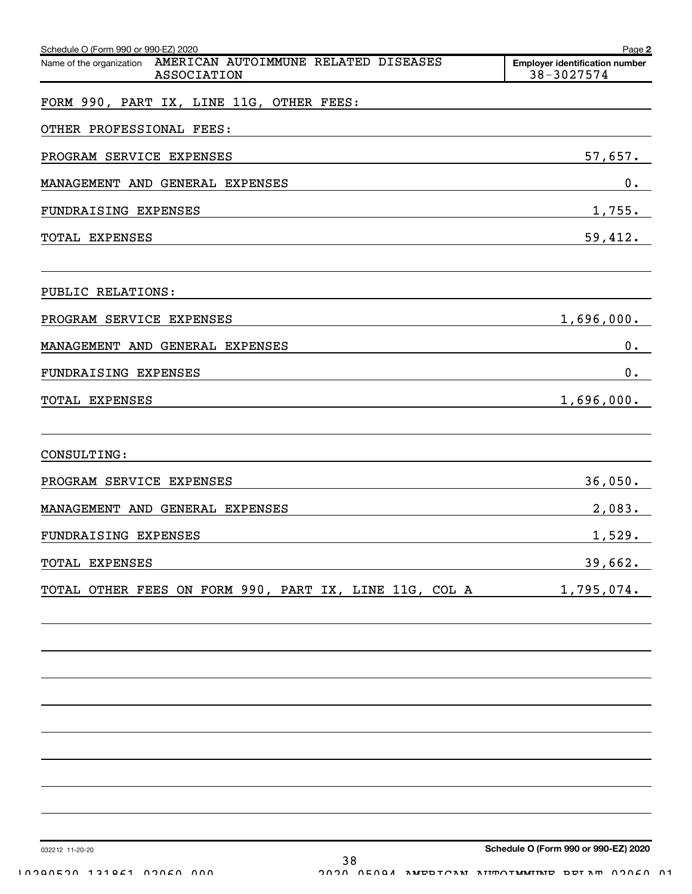Schedule O (Form 990 or 990-EZ) 2020

Name of the organization: AMERICAN AUTOIMMUNE RELATED DISEASES ASSOCIATION

Employer identification number: 38-3027574

FORM 990, PART IX, LINE 11G, OTHER FEES:

| | |
|---|---|
| OTHER PROFESSIONAL FEES: | |
| PROGRAM SERVICE EXPENSES | 57,657. |
| MANAGEMENT AND GENERAL EXPENSES | 0. |
| FUNDRAISING EXPENSES | 1,755. |
| TOTAL EXPENSES | 59,412. |
| | |
| PUBLIC RELATIONS: | |
| PROGRAM SERVICE EXPENSES | 1,696,000. |
| MANAGEMENT AND GENERAL EXPENSES | 0. |
| FUNDRAISING EXPENSES | 0. |
| TOTAL EXPENSES | 1,696,000. |
| | |
| CONSULTING: | |
| PROGRAM SERVICE EXPENSES | 36,050. |
| MANAGEMENT AND GENERAL EXPENSES | 2,083. |
| FUNDRAISING EXPENSES | 1,529. |
| TOTAL EXPENSES | 39,662. |
| TOTAL OTHER FEES ON FORM 990, PART IX, LINE 11G, COL A | 1,795,074. |

032212 11-20-20

Schedule O (Form 990 or 990-EZ) 2020